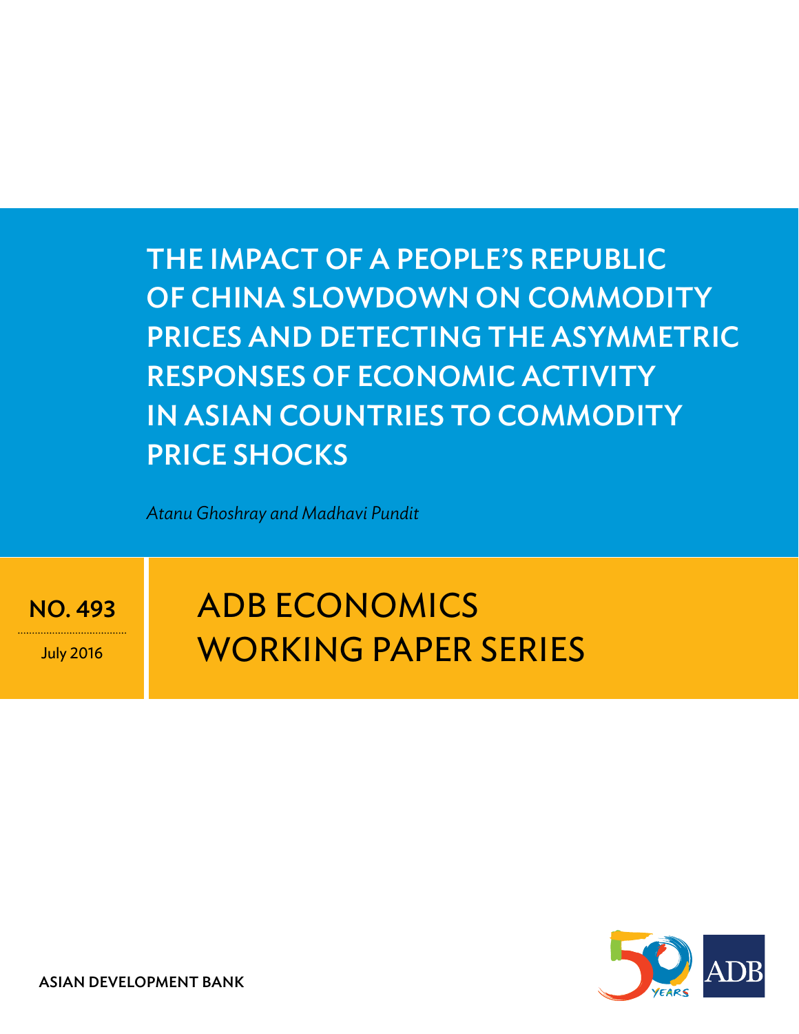# THE IMPACT OF A PEOPLE'S REPUBLIC OF CHINA SLOWDOWN ON COMMODITY PRICES AND DETECTING THE ASYMMETRIC RESPONSES OF ECONOMIC ACTIVITY IN ASIAN COUNTRIES TO COMMODITY PRICE SHOCKS

*Atanu Ghoshray and Madhavi Pundit*

**NO. 493**

July 2016

ADB ECONOMICS WORKING PAPER SERIES

**ASIAN DEVELOPMENT BANK**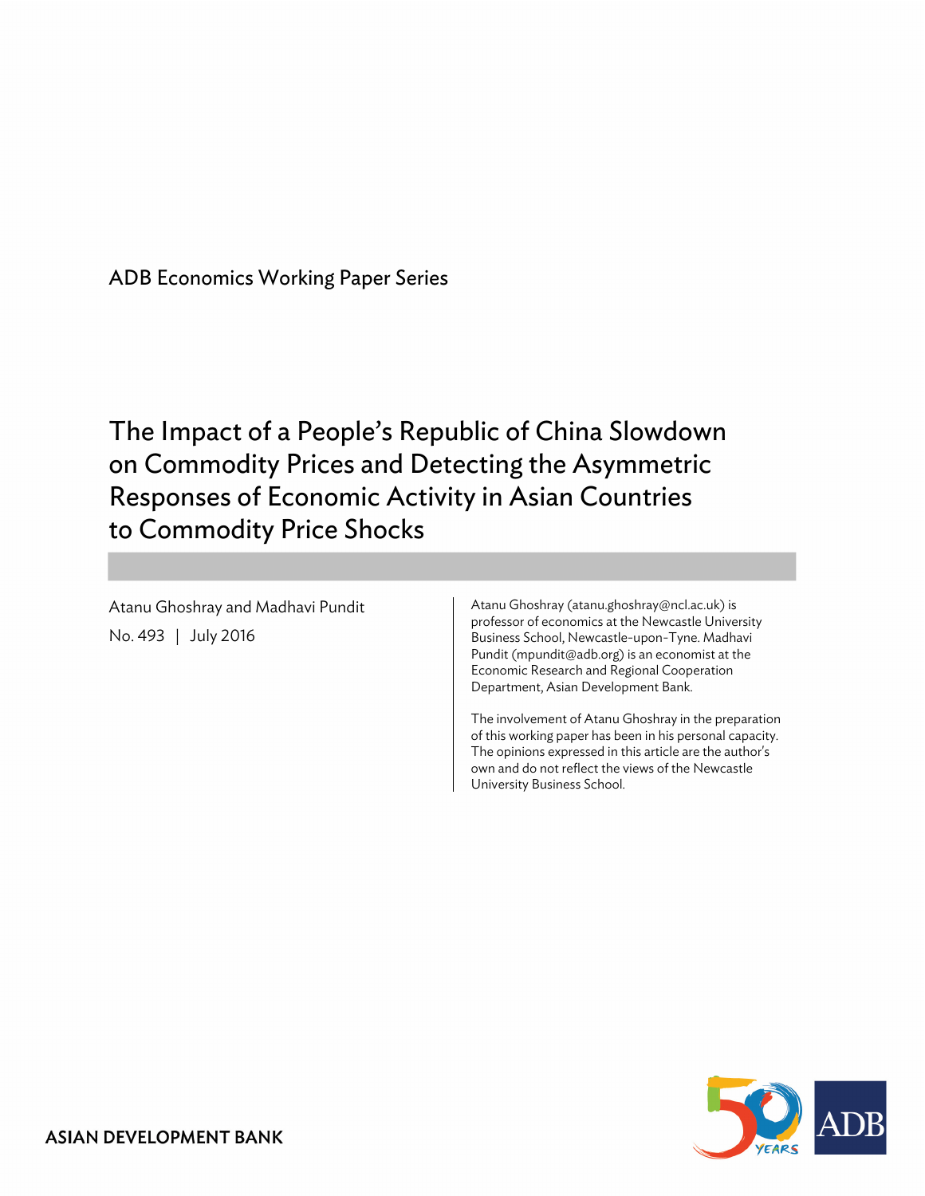ADB Economics Working Paper Series

# The Impact of a People's Republic of China Slowdown on Commodity Prices and Detecting the Asymmetric Responses of Economic Activity in Asian Countries to Commodity Price Shocks

Atanu Ghoshray and Madhavi Pundit

No. 493 | July 2016

Atanu Ghoshray (atanu.ghoshray@ncl.ac.uk) is professor of economics at the Newcastle University Business School, Newcastle-upon-Tyne. Madhavi Pundit (mpundit@adb.org) is an economist at the Economic Research and Regional Cooperation Department, Asian Development Bank.

The involvement of Atanu Ghoshray in the preparation of this working paper has been in his personal capacity. The opinions expressed in this article are the author's own and do not reflect the views of the Newcastle University Business School.

ASIAN DEVELOPMENT BANK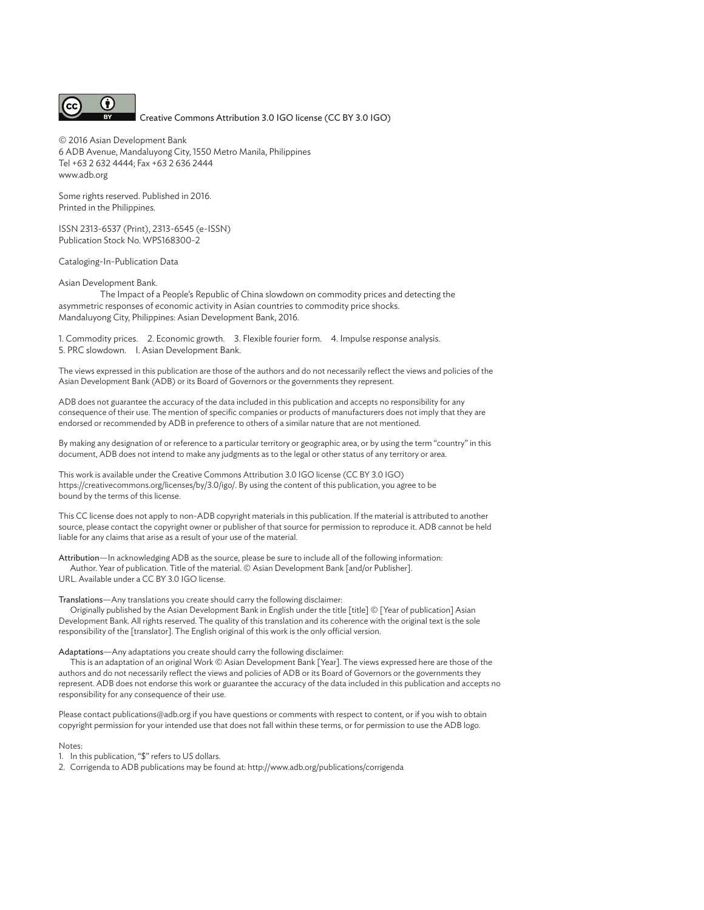Creative Commons Attribution 3.0 IGO license (CC BY 3.0 IGO)

© 2016 Asian Development Bank
6 ADB Avenue, Mandaluyong City, 1550 Metro Manila, Philippines
Tel +63 2 632 4444; Fax +63 2 636 2444
www.adb.org

Some rights reserved. Published in 2016.
Printed in the Philippines.

ISSN 2313-6537 (Print), 2313-6545 (e-ISSN)
Publication Stock No. WPS168300-2

Cataloging-In-Publication Data

Asian Development Bank.
The Impact of a People's Republic of China slowdown on commodity prices and detecting the asymmetric responses of economic activity in Asian countries to commodity price shocks.
Mandaluyong City, Philippines: Asian Development Bank, 2016.

1. Commodity prices. 2. Economic growth. 3. Flexible fourier form. 4. Impulse response analysis.
5. PRC slowdown. I. Asian Development Bank.

The views expressed in this publication are those of the authors and do not necessarily reflect the views and policies of the Asian Development Bank (ADB) or its Board of Governors or the governments they represent.

ADB does not guarantee the accuracy of the data included in this publication and accepts no responsibility for any consequence of their use. The mention of specific companies or products of manufacturers does not imply that they are endorsed or recommended by ADB in preference to others of a similar nature that are not mentioned.

By making any designation of or reference to a particular territory or geographic area, or by using the term "country" in this document, ADB does not intend to make any judgments as to the legal or other status of any territory or area.

This work is available under the Creative Commons Attribution 3.0 IGO license (CC BY 3.0 IGO) https://creativecommons.org/licenses/by/3.0/igo/. By using the content of this publication, you agree to be bound by the terms of this license.

This CC license does not apply to non-ADB copyright materials in this publication. If the material is attributed to another source, please contact the copyright owner or publisher of that source for permission to reproduce it. ADB cannot be held liable for any claims that arise as a result of your use of the material.

Attribution—In acknowledging ADB as the source, please be sure to include all of the following information:
Author. Year of publication. Title of the material. © Asian Development Bank [and/or Publisher].
URL. Available under a CC BY 3.0 IGO license.

Translations—Any translations you create should carry the following disclaimer:
Originally published by the Asian Development Bank in English under the title [title] © [Year of publication] Asian Development Bank. All rights reserved. The quality of this translation and its coherence with the original text is the sole responsibility of the [translator]. The English original of this work is the only official version.

Adaptations—Any adaptations you create should carry the following disclaimer:
This is an adaptation of an original Work © Asian Development Bank [Year]. The views expressed here are those of the authors and do not necessarily reflect the views and policies of ADB or its Board of Governors or the governments they represent. ADB does not endorse this work or guarantee the accuracy of the data included in this publication and accepts no responsibility for any consequence of their use.

Please contact publications@adb.org if you have questions or comments with respect to content, or if you wish to obtain copyright permission for your intended use that does not fall within these terms, or for permission to use the ADB logo.

Notes:
1. In this publication, "$" refers to US dollars.
2. Corrigenda to ADB publications may be found at: http://www.adb.org/publications/corrigenda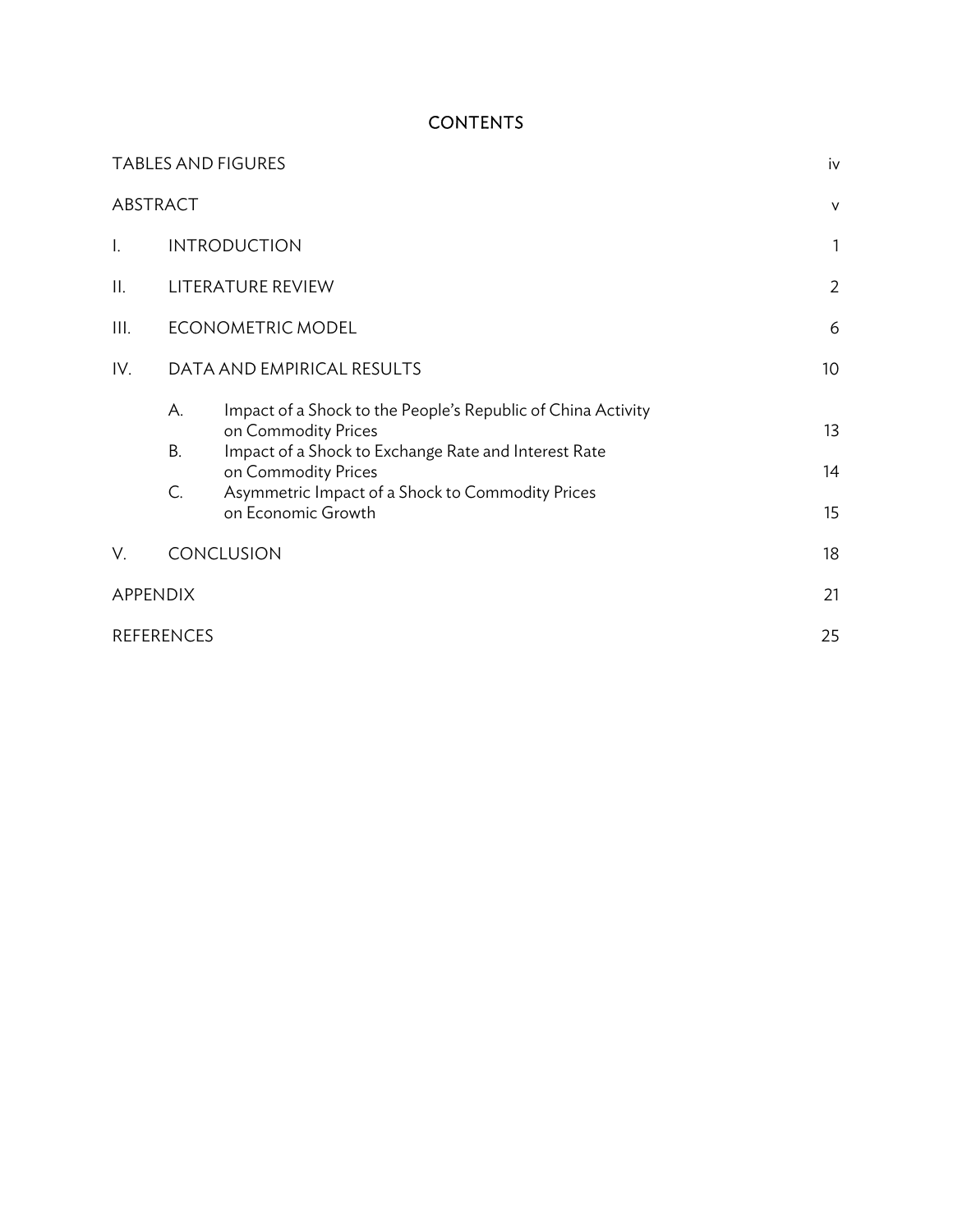# CONTENTS

| | | |
|---|---|---|
| TABLES AND FIGURES | | iv |
| ABSTRACT | | v |
| I. | INTRODUCTION | 1 |
| II. | LITERATURE REVIEW | 2 |
| III. | ECONOMETRIC MODEL | 6 |
| IV. | DATA AND EMPIRICAL RESULTS | 10 |
| | A. Impact of a Shock to the People's Republic of China Activity on Commodity Prices | 13 |
| | B. Impact of a Shock to Exchange Rate and Interest Rate on Commodity Prices | 14 |
| | C. Asymmetric Impact of a Shock to Commodity Prices on Economic Growth | 15 |
| V. | CONCLUSION | 18 |
| APPENDIX | | 21 |
| REFERENCES | | 25 |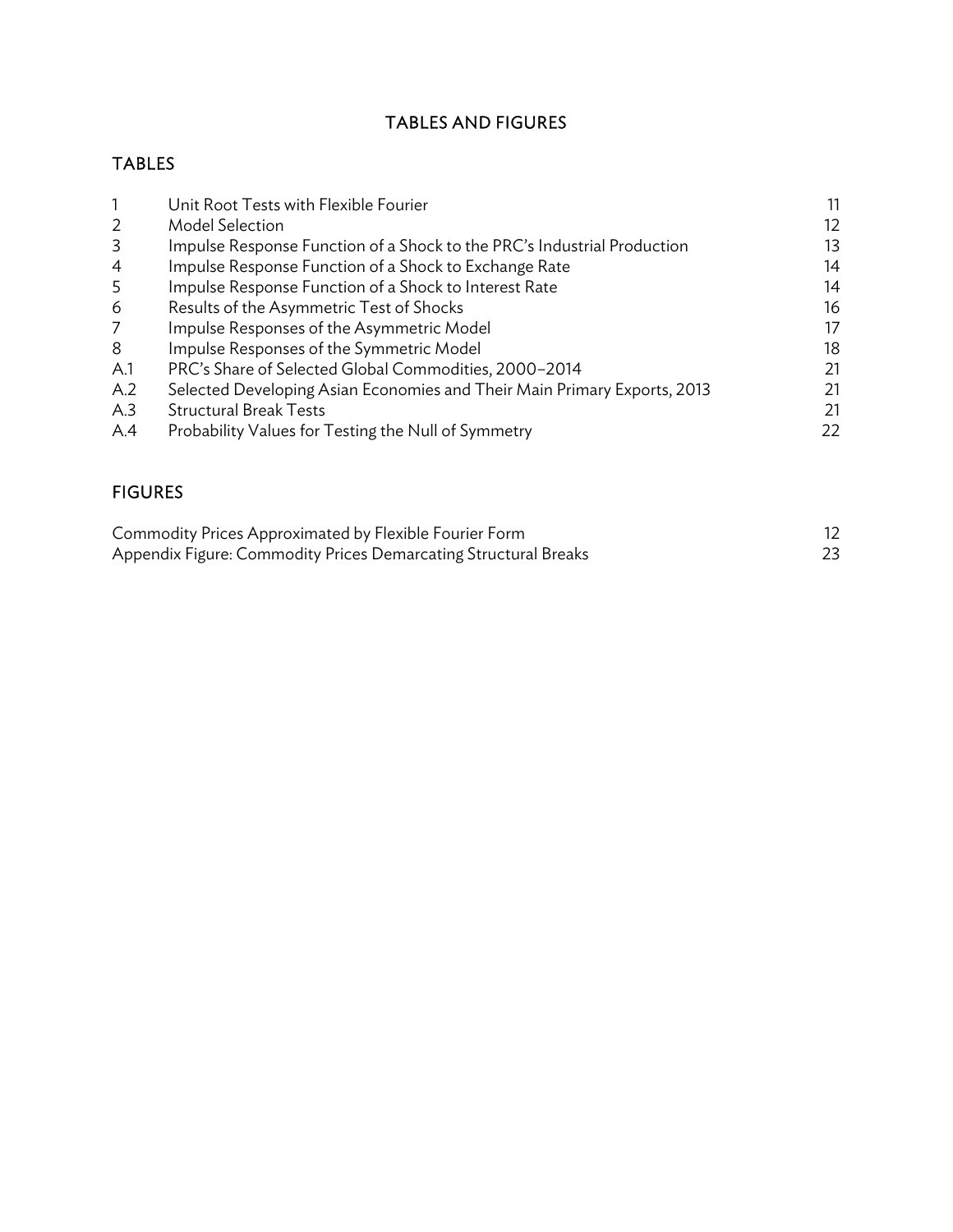# TABLES AND FIGURES

## TABLES

| | | |
|---|---|---|
| 1 | Unit Root Tests with Flexible Fourier | 11 |
| 2 | Model Selection | 12 |
| 3 | Impulse Response Function of a Shock to the PRC's Industrial Production | 13 |
| 4 | Impulse Response Function of a Shock to Exchange Rate | 14 |
| 5 | Impulse Response Function of a Shock to Interest Rate | 14 |
| 6 | Results of the Asymmetric Test of Shocks | 16 |
| 7 | Impulse Responses of the Asymmetric Model | 17 |
| 8 | Impulse Responses of the Symmetric Model | 18 |
| A.1 | PRC's Share of Selected Global Commodities, 2000–2014 | 21 |
| A.2 | Selected Developing Asian Economies and Their Main Primary Exports, 2013 | 21 |
| A.3 | Structural Break Tests | 21 |
| A.4 | Probability Values for Testing the Null of Symmetry | 22 |

## FIGURES

| | |
|---|---|
| Commodity Prices Approximated by Flexible Fourier Form | 12 |
| Appendix Figure: Commodity Prices Demarcating Structural Breaks | 23 |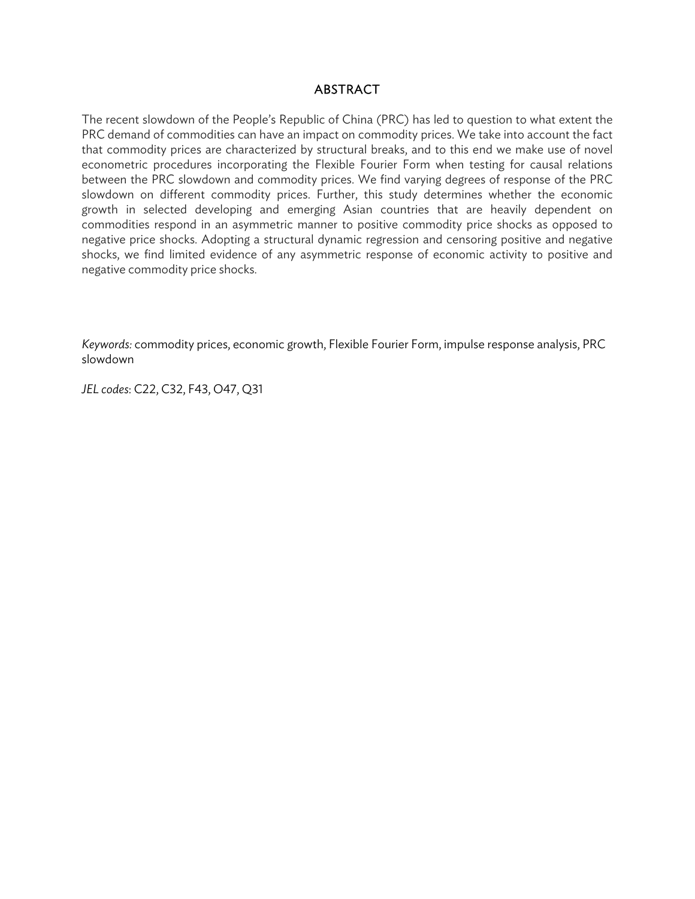## ABSTRACT

The recent slowdown of the People's Republic of China (PRC) has led to question to what extent the PRC demand of commodities can have an impact on commodity prices. We take into account the fact that commodity prices are characterized by structural breaks, and to this end we make use of novel econometric procedures incorporating the Flexible Fourier Form when testing for causal relations between the PRC slowdown and commodity prices. We find varying degrees of response of the PRC slowdown on different commodity prices. Further, this study determines whether the economic growth in selected developing and emerging Asian countries that are heavily dependent on commodities respond in an asymmetric manner to positive commodity price shocks as opposed to negative price shocks. Adopting a structural dynamic regression and censoring positive and negative shocks, we find limited evidence of any asymmetric response of economic activity to positive and negative commodity price shocks.

*Keywords:* commodity prices, economic growth, Flexible Fourier Form, impulse response analysis, PRC slowdown

*JEL codes*: C22, C32, F43, O47, Q31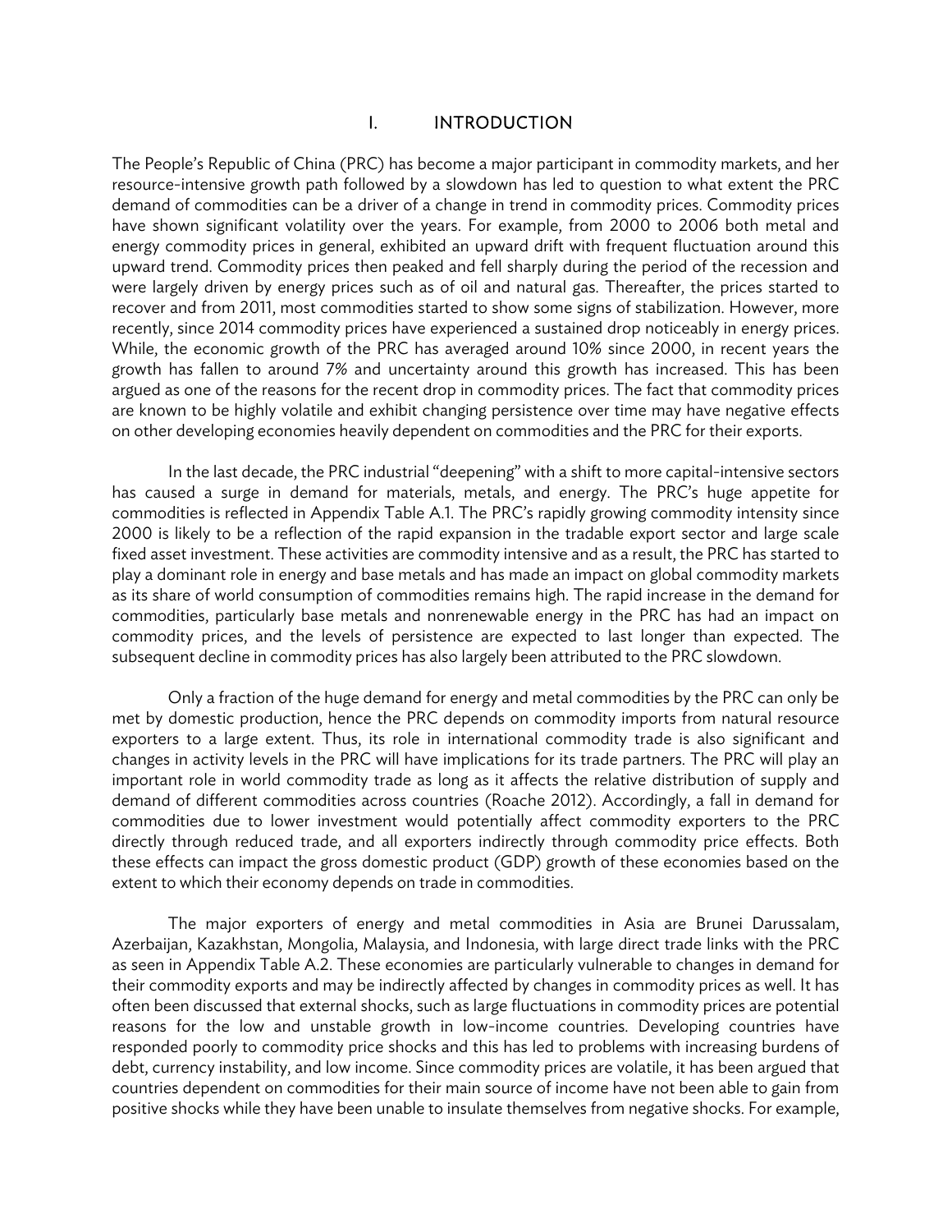# I. INTRODUCTION

The People's Republic of China (PRC) has become a major participant in commodity markets, and her resource-intensive growth path followed by a slowdown has led to question to what extent the PRC demand of commodities can be a driver of a change in trend in commodity prices. Commodity prices have shown significant volatility over the years. For example, from 2000 to 2006 both metal and energy commodity prices in general, exhibited an upward drift with frequent fluctuation around this upward trend. Commodity prices then peaked and fell sharply during the period of the recession and were largely driven by energy prices such as of oil and natural gas. Thereafter, the prices started to recover and from 2011, most commodities started to show some signs of stabilization. However, more recently, since 2014 commodity prices have experienced a sustained drop noticeably in energy prices. While, the economic growth of the PRC has averaged around 10% since 2000, in recent years the growth has fallen to around 7% and uncertainty around this growth has increased. This has been argued as one of the reasons for the recent drop in commodity prices. The fact that commodity prices are known to be highly volatile and exhibit changing persistence over time may have negative effects on other developing economies heavily dependent on commodities and the PRC for their exports.

In the last decade, the PRC industrial "deepening" with a shift to more capital-intensive sectors has caused a surge in demand for materials, metals, and energy. The PRC's huge appetite for commodities is reflected in Appendix Table A.1. The PRC's rapidly growing commodity intensity since 2000 is likely to be a reflection of the rapid expansion in the tradable export sector and large scale fixed asset investment. These activities are commodity intensive and as a result, the PRC has started to play a dominant role in energy and base metals and has made an impact on global commodity markets as its share of world consumption of commodities remains high. The rapid increase in the demand for commodities, particularly base metals and nonrenewable energy in the PRC has had an impact on commodity prices, and the levels of persistence are expected to last longer than expected. The subsequent decline in commodity prices has also largely been attributed to the PRC slowdown.

Only a fraction of the huge demand for energy and metal commodities by the PRC can only be met by domestic production, hence the PRC depends on commodity imports from natural resource exporters to a large extent. Thus, its role in international commodity trade is also significant and changes in activity levels in the PRC will have implications for its trade partners. The PRC will play an important role in world commodity trade as long as it affects the relative distribution of supply and demand of different commodities across countries (Roache 2012). Accordingly, a fall in demand for commodities due to lower investment would potentially affect commodity exporters to the PRC directly through reduced trade, and all exporters indirectly through commodity price effects. Both these effects can impact the gross domestic product (GDP) growth of these economies based on the extent to which their economy depends on trade in commodities.

The major exporters of energy and metal commodities in Asia are Brunei Darussalam, Azerbaijan, Kazakhstan, Mongolia, Malaysia, and Indonesia, with large direct trade links with the PRC as seen in Appendix Table A.2. These economies are particularly vulnerable to changes in demand for their commodity exports and may be indirectly affected by changes in commodity prices as well. It has often been discussed that external shocks, such as large fluctuations in commodity prices are potential reasons for the low and unstable growth in low-income countries. Developing countries have responded poorly to commodity price shocks and this has led to problems with increasing burdens of debt, currency instability, and low income. Since commodity prices are volatile, it has been argued that countries dependent on commodities for their main source of income have not been able to gain from positive shocks while they have been unable to insulate themselves from negative shocks. For example,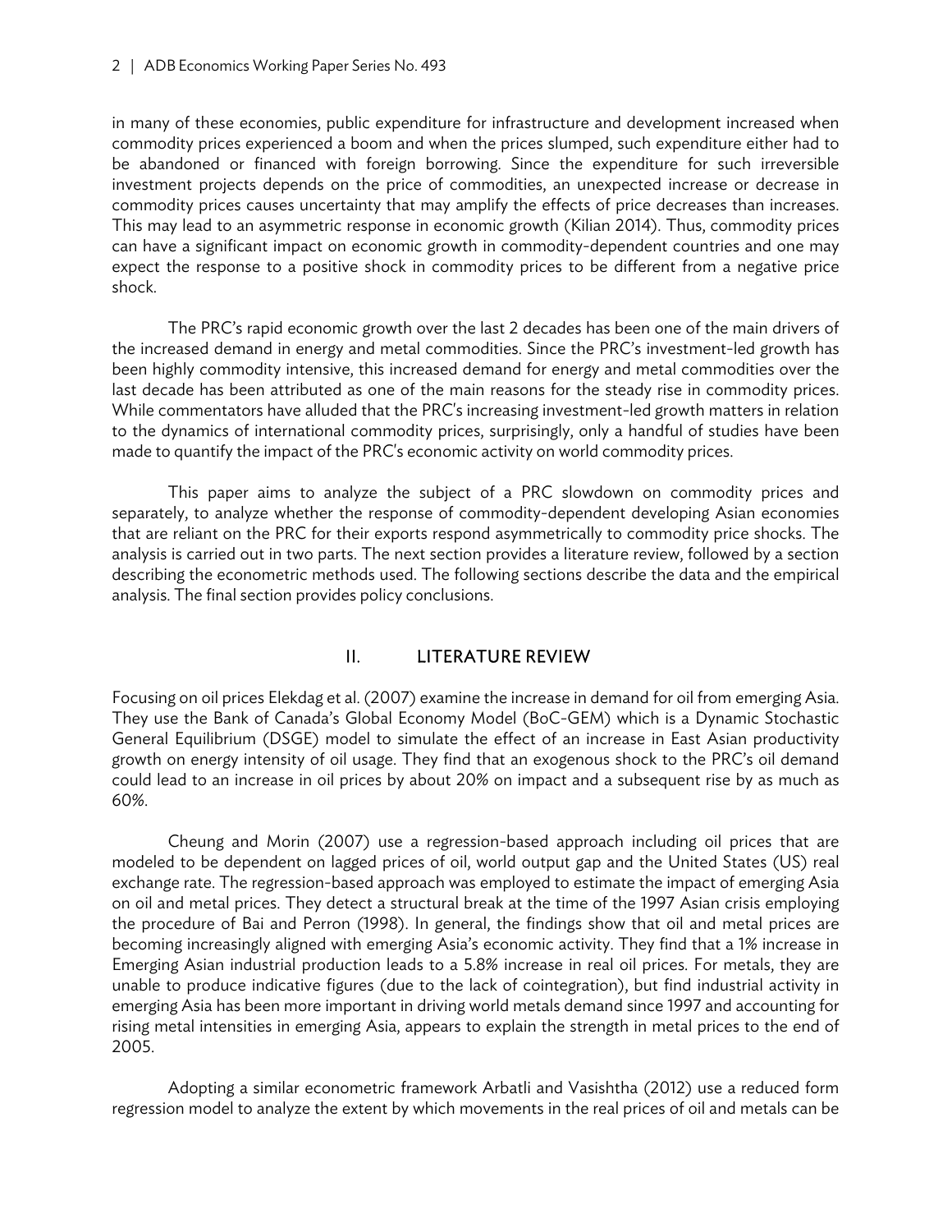in many of these economies, public expenditure for infrastructure and development increased when commodity prices experienced a boom and when the prices slumped, such expenditure either had to be abandoned or financed with foreign borrowing. Since the expenditure for such irreversible investment projects depends on the price of commodities, an unexpected increase or decrease in commodity prices causes uncertainty that may amplify the effects of price decreases than increases. This may lead to an asymmetric response in economic growth (Kilian 2014). Thus, commodity prices can have a significant impact on economic growth in commodity-dependent countries and one may expect the response to a positive shock in commodity prices to be different from a negative price shock.

The PRC's rapid economic growth over the last 2 decades has been one of the main drivers of the increased demand in energy and metal commodities. Since the PRC's investment-led growth has been highly commodity intensive, this increased demand for energy and metal commodities over the last decade has been attributed as one of the main reasons for the steady rise in commodity prices. While commentators have alluded that the PRC's increasing investment-led growth matters in relation to the dynamics of international commodity prices, surprisingly, only a handful of studies have been made to quantify the impact of the PRC's economic activity on world commodity prices.

This paper aims to analyze the subject of a PRC slowdown on commodity prices and separately, to analyze whether the response of commodity-dependent developing Asian economies that are reliant on the PRC for their exports respond asymmetrically to commodity price shocks. The analysis is carried out in two parts. The next section provides a literature review, followed by a section describing the econometric methods used. The following sections describe the data and the empirical analysis. The final section provides policy conclusions.

## II. LITERATURE REVIEW

Focusing on oil prices Elekdag et al. (2007) examine the increase in demand for oil from emerging Asia. They use the Bank of Canada's Global Economy Model (BoC-GEM) which is a Dynamic Stochastic General Equilibrium (DSGE) model to simulate the effect of an increase in East Asian productivity growth on energy intensity of oil usage. They find that an exogenous shock to the PRC's oil demand could lead to an increase in oil prices by about 20% on impact and a subsequent rise by as much as 60%.

Cheung and Morin (2007) use a regression-based approach including oil prices that are modeled to be dependent on lagged prices of oil, world output gap and the United States (US) real exchange rate. The regression-based approach was employed to estimate the impact of emerging Asia on oil and metal prices. They detect a structural break at the time of the 1997 Asian crisis employing the procedure of Bai and Perron (1998). In general, the findings show that oil and metal prices are becoming increasingly aligned with emerging Asia's economic activity. They find that a 1% increase in Emerging Asian industrial production leads to a 5.8% increase in real oil prices. For metals, they are unable to produce indicative figures (due to the lack of cointegration), but find industrial activity in emerging Asia has been more important in driving world metals demand since 1997 and accounting for rising metal intensities in emerging Asia, appears to explain the strength in metal prices to the end of 2005.

Adopting a similar econometric framework Arbatli and Vasishtha (2012) use a reduced form regression model to analyze the extent by which movements in the real prices of oil and metals can be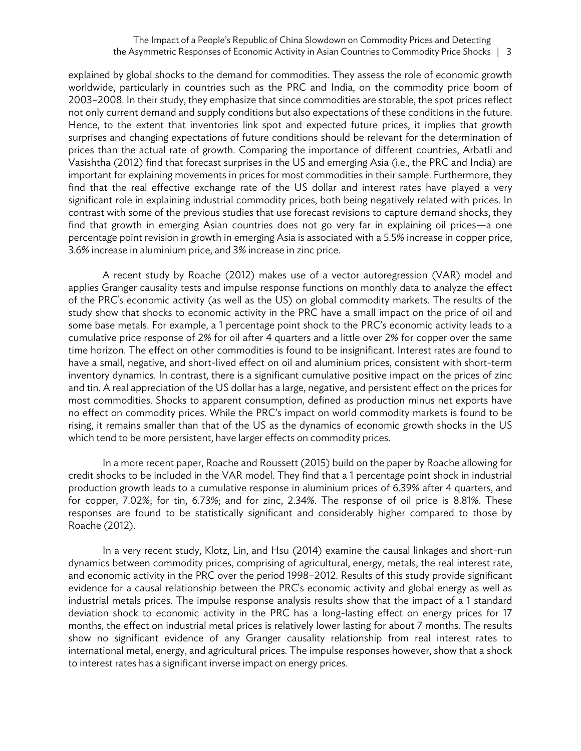explained by global shocks to the demand for commodities. They assess the role of economic growth worldwide, particularly in countries such as the PRC and India, on the commodity price boom of 2003–2008. In their study, they emphasize that since commodities are storable, the spot prices reflect not only current demand and supply conditions but also expectations of these conditions in the future. Hence, to the extent that inventories link spot and expected future prices, it implies that growth surprises and changing expectations of future conditions should be relevant for the determination of prices than the actual rate of growth. Comparing the importance of different countries, Arbatli and Vasishtha (2012) find that forecast surprises in the US and emerging Asia (i.e., the PRC and India) are important for explaining movements in prices for most commodities in their sample. Furthermore, they find that the real effective exchange rate of the US dollar and interest rates have played a very significant role in explaining industrial commodity prices, both being negatively related with prices. In contrast with some of the previous studies that use forecast revisions to capture demand shocks, they find that growth in emerging Asian countries does not go very far in explaining oil prices—a one percentage point revision in growth in emerging Asia is associated with a 5.5% increase in copper price, 3.6% increase in aluminium price, and 3% increase in zinc price.

A recent study by Roache (2012) makes use of a vector autoregression (VAR) model and applies Granger causality tests and impulse response functions on monthly data to analyze the effect of the PRC's economic activity (as well as the US) on global commodity markets. The results of the study show that shocks to economic activity in the PRC have a small impact on the price of oil and some base metals. For example, a 1 percentage point shock to the PRC's economic activity leads to a cumulative price response of 2% for oil after 4 quarters and a little over 2% for copper over the same time horizon. The effect on other commodities is found to be insignificant. Interest rates are found to have a small, negative, and short-lived effect on oil and aluminium prices, consistent with short-term inventory dynamics. In contrast, there is a significant cumulative positive impact on the prices of zinc and tin. A real appreciation of the US dollar has a large, negative, and persistent effect on the prices for most commodities. Shocks to apparent consumption, defined as production minus net exports have no effect on commodity prices. While the PRC's impact on world commodity markets is found to be rising, it remains smaller than that of the US as the dynamics of economic growth shocks in the US which tend to be more persistent, have larger effects on commodity prices.

In a more recent paper, Roache and Roussett (2015) build on the paper by Roache allowing for credit shocks to be included in the VAR model. They find that a 1 percentage point shock in industrial production growth leads to a cumulative response in aluminium prices of 6.39% after 4 quarters, and for copper, 7.02%; for tin, 6.73%; and for zinc, 2.34%. The response of oil price is 8.81%. These responses are found to be statistically significant and considerably higher compared to those by Roache (2012).

In a very recent study, Klotz, Lin, and Hsu (2014) examine the causal linkages and short-run dynamics between commodity prices, comprising of agricultural, energy, metals, the real interest rate, and economic activity in the PRC over the period 1998–2012. Results of this study provide significant evidence for a causal relationship between the PRC's economic activity and global energy as well as industrial metals prices. The impulse response analysis results show that the impact of a 1 standard deviation shock to economic activity in the PRC has a long-lasting effect on energy prices for 17 months, the effect on industrial metal prices is relatively lower lasting for about 7 months. The results show no significant evidence of any Granger causality relationship from real interest rates to international metal, energy, and agricultural prices. The impulse responses however, show that a shock to interest rates has a significant inverse impact on energy prices.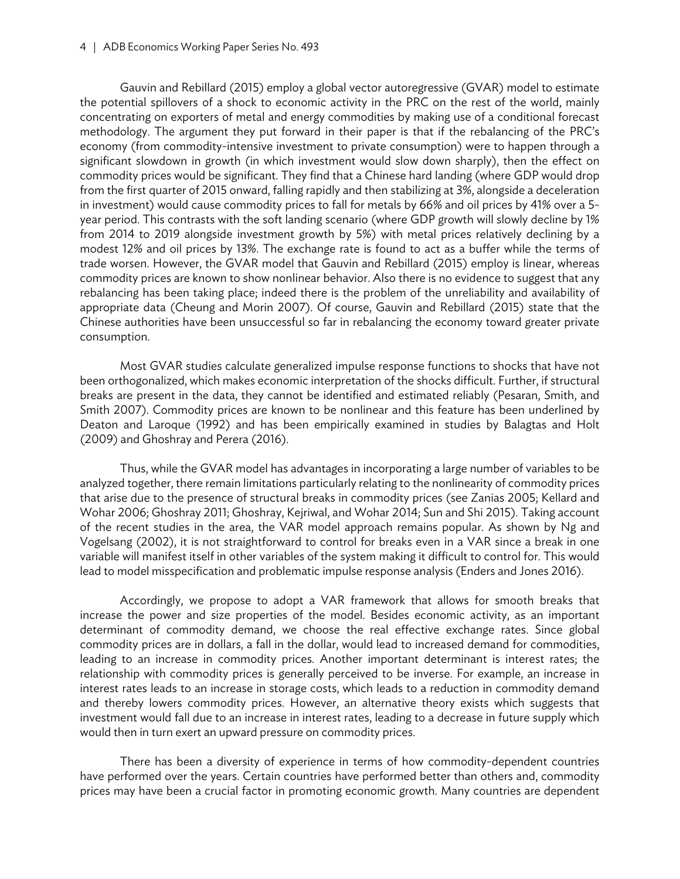Gauvin and Rebillard (2015) employ a global vector autoregressive (GVAR) model to estimate the potential spillovers of a shock to economic activity in the PRC on the rest of the world, mainly concentrating on exporters of metal and energy commodities by making use of a conditional forecast methodology. The argument they put forward in their paper is that if the rebalancing of the PRC's economy (from commodity-intensive investment to private consumption) were to happen through a significant slowdown in growth (in which investment would slow down sharply), then the effect on commodity prices would be significant. They find that a Chinese hard landing (where GDP would drop from the first quarter of 2015 onward, falling rapidly and then stabilizing at 3%, alongside a deceleration in investment) would cause commodity prices to fall for metals by 66% and oil prices by 41% over a 5-year period. This contrasts with the soft landing scenario (where GDP growth will slowly decline by 1% from 2014 to 2019 alongside investment growth by 5%) with metal prices relatively declining by a modest 12% and oil prices by 13%. The exchange rate is found to act as a buffer while the terms of trade worsen. However, the GVAR model that Gauvin and Rebillard (2015) employ is linear, whereas commodity prices are known to show nonlinear behavior. Also there is no evidence to suggest that any rebalancing has been taking place; indeed there is the problem of the unreliability and availability of appropriate data (Cheung and Morin 2007). Of course, Gauvin and Rebillard (2015) state that the Chinese authorities have been unsuccessful so far in rebalancing the economy toward greater private consumption.

Most GVAR studies calculate generalized impulse response functions to shocks that have not been orthogonalized, which makes economic interpretation of the shocks difficult. Further, if structural breaks are present in the data, they cannot be identified and estimated reliably (Pesaran, Smith, and Smith 2007). Commodity prices are known to be nonlinear and this feature has been underlined by Deaton and Laroque (1992) and has been empirically examined in studies by Balagtas and Holt (2009) and Ghoshray and Perera (2016).

Thus, while the GVAR model has advantages in incorporating a large number of variables to be analyzed together, there remain limitations particularly relating to the nonlinearity of commodity prices that arise due to the presence of structural breaks in commodity prices (see Zanias 2005; Kellard and Wohar 2006; Ghoshray 2011; Ghoshray, Kejriwal, and Wohar 2014; Sun and Shi 2015). Taking account of the recent studies in the area, the VAR model approach remains popular. As shown by Ng and Vogelsang (2002), it is not straightforward to control for breaks even in a VAR since a break in one variable will manifest itself in other variables of the system making it difficult to control for. This would lead to model misspecification and problematic impulse response analysis (Enders and Jones 2016).

Accordingly, we propose to adopt a VAR framework that allows for smooth breaks that increase the power and size properties of the model. Besides economic activity, as an important determinant of commodity demand, we choose the real effective exchange rates. Since global commodity prices are in dollars, a fall in the dollar, would lead to increased demand for commodities, leading to an increase in commodity prices. Another important determinant is interest rates; the relationship with commodity prices is generally perceived to be inverse. For example, an increase in interest rates leads to an increase in storage costs, which leads to a reduction in commodity demand and thereby lowers commodity prices. However, an alternative theory exists which suggests that investment would fall due to an increase in interest rates, leading to a decrease in future supply which would then in turn exert an upward pressure on commodity prices.

There has been a diversity of experience in terms of how commodity-dependent countries have performed over the years. Certain countries have performed better than others and, commodity prices may have been a crucial factor in promoting economic growth. Many countries are dependent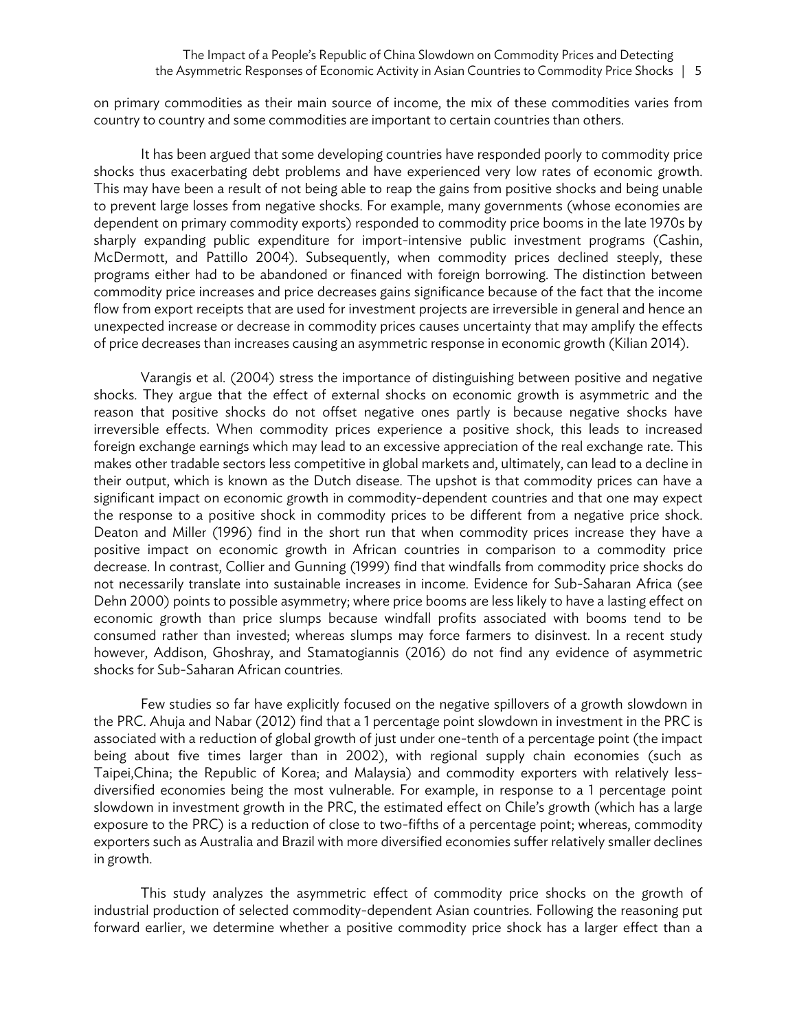on primary commodities as their main source of income, the mix of these commodities varies from country to country and some commodities are important to certain countries than others.

It has been argued that some developing countries have responded poorly to commodity price shocks thus exacerbating debt problems and have experienced very low rates of economic growth. This may have been a result of not being able to reap the gains from positive shocks and being unable to prevent large losses from negative shocks. For example, many governments (whose economies are dependent on primary commodity exports) responded to commodity price booms in the late 1970s by sharply expanding public expenditure for import-intensive public investment programs (Cashin, McDermott, and Pattillo 2004). Subsequently, when commodity prices declined steeply, these programs either had to be abandoned or financed with foreign borrowing. The distinction between commodity price increases and price decreases gains significance because of the fact that the income flow from export receipts that are used for investment projects are irreversible in general and hence an unexpected increase or decrease in commodity prices causes uncertainty that may amplify the effects of price decreases than increases causing an asymmetric response in economic growth (Kilian 2014).

Varangis et al. (2004) stress the importance of distinguishing between positive and negative shocks. They argue that the effect of external shocks on economic growth is asymmetric and the reason that positive shocks do not offset negative ones partly is because negative shocks have irreversible effects. When commodity prices experience a positive shock, this leads to increased foreign exchange earnings which may lead to an excessive appreciation of the real exchange rate. This makes other tradable sectors less competitive in global markets and, ultimately, can lead to a decline in their output, which is known as the Dutch disease. The upshot is that commodity prices can have a significant impact on economic growth in commodity-dependent countries and that one may expect the response to a positive shock in commodity prices to be different from a negative price shock. Deaton and Miller (1996) find in the short run that when commodity prices increase they have a positive impact on economic growth in African countries in comparison to a commodity price decrease. In contrast, Collier and Gunning (1999) find that windfalls from commodity price shocks do not necessarily translate into sustainable increases in income. Evidence for Sub-Saharan Africa (see Dehn 2000) points to possible asymmetry; where price booms are less likely to have a lasting effect on economic growth than price slumps because windfall profits associated with booms tend to be consumed rather than invested; whereas slumps may force farmers to disinvest. In a recent study however, Addison, Ghoshray, and Stamatogiannis (2016) do not find any evidence of asymmetric shocks for Sub-Saharan African countries.

Few studies so far have explicitly focused on the negative spillovers of a growth slowdown in the PRC. Ahuja and Nabar (2012) find that a 1 percentage point slowdown in investment in the PRC is associated with a reduction of global growth of just under one-tenth of a percentage point (the impact being about five times larger than in 2002), with regional supply chain economies (such as Taipei,China; the Republic of Korea; and Malaysia) and commodity exporters with relatively less-diversified economies being the most vulnerable. For example, in response to a 1 percentage point slowdown in investment growth in the PRC, the estimated effect on Chile's growth (which has a large exposure to the PRC) is a reduction of close to two-fifths of a percentage point; whereas, commodity exporters such as Australia and Brazil with more diversified economies suffer relatively smaller declines in growth.

This study analyzes the asymmetric effect of commodity price shocks on the growth of industrial production of selected commodity-dependent Asian countries. Following the reasoning put forward earlier, we determine whether a positive commodity price shock has a larger effect than a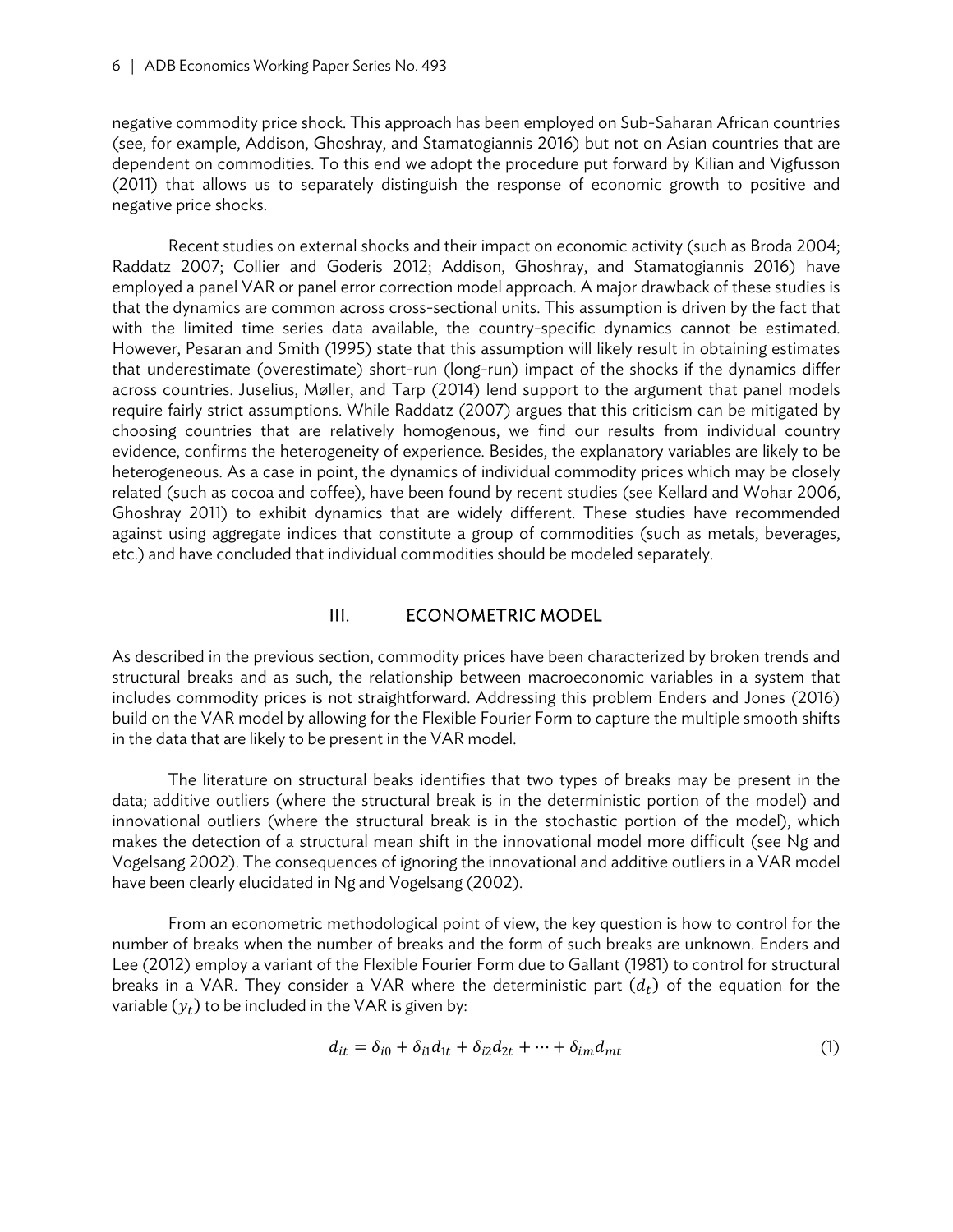negative commodity price shock. This approach has been employed on Sub-Saharan African countries (see, for example, Addison, Ghoshray, and Stamatogiannis 2016) but not on Asian countries that are dependent on commodities. To this end we adopt the procedure put forward by Kilian and Vigfusson (2011) that allows us to separately distinguish the response of economic growth to positive and negative price shocks.

Recent studies on external shocks and their impact on economic activity (such as Broda 2004; Raddatz 2007; Collier and Goderis 2012; Addison, Ghoshray, and Stamatogiannis 2016) have employed a panel VAR or panel error correction model approach. A major drawback of these studies is that the dynamics are common across cross-sectional units. This assumption is driven by the fact that with the limited time series data available, the country-specific dynamics cannot be estimated. However, Pesaran and Smith (1995) state that this assumption will likely result in obtaining estimates that underestimate (overestimate) short-run (long-run) impact of the shocks if the dynamics differ across countries. Juselius, Møller, and Tarp (2014) lend support to the argument that panel models require fairly strict assumptions. While Raddatz (2007) argues that this criticism can be mitigated by choosing countries that are relatively homogenous, we find our results from individual country evidence, confirms the heterogeneity of experience. Besides, the explanatory variables are likely to be heterogeneous. As a case in point, the dynamics of individual commodity prices which may be closely related (such as cocoa and coffee), have been found by recent studies (see Kellard and Wohar 2006, Ghoshray 2011) to exhibit dynamics that are widely different. These studies have recommended against using aggregate indices that constitute a group of commodities (such as metals, beverages, etc.) and have concluded that individual commodities should be modeled separately.

## III. ECONOMETRIC MODEL

As described in the previous section, commodity prices have been characterized by broken trends and structural breaks and as such, the relationship between macroeconomic variables in a system that includes commodity prices is not straightforward. Addressing this problem Enders and Jones (2016) build on the VAR model by allowing for the Flexible Fourier Form to capture the multiple smooth shifts in the data that are likely to be present in the VAR model.

The literature on structural beaks identifies that two types of breaks may be present in the data; additive outliers (where the structural break is in the deterministic portion of the model) and innovational outliers (where the structural break is in the stochastic portion of the model), which makes the detection of a structural mean shift in the innovational model more difficult (see Ng and Vogelsang 2002). The consequences of ignoring the innovational and additive outliers in a VAR model have been clearly elucidated in Ng and Vogelsang (2002).

From an econometric methodological point of view, the key question is how to control for the number of breaks when the number of breaks and the form of such breaks are unknown. Enders and Lee (2012) employ a variant of the Flexible Fourier Form due to Gallant (1981) to control for structural breaks in a VAR. They consider a VAR where the deterministic part $(d_t)$ of the equation for the variable $(y_t)$ to be included in the VAR is given by:

$$d_{it} = \delta_{i0} + \delta_{i1} d_{1t} + \delta_{i2} d_{2t} + \cdots + \delta_{im} d_{mt} \tag{1}$$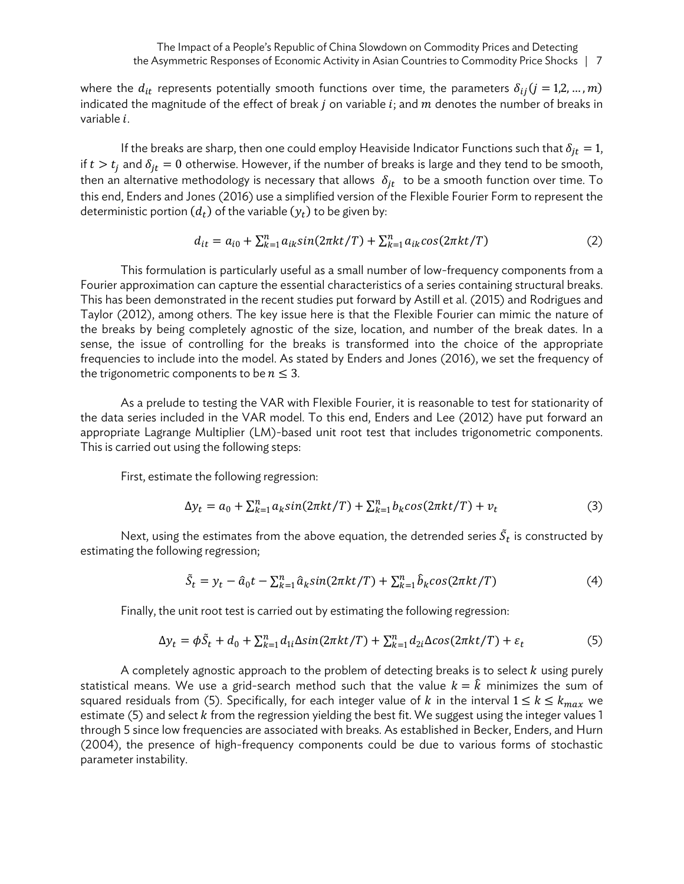where the $d_{it}$ represents potentially smooth functions over time, the parameters $\delta_{ij} (j = 1,2, \ldots, m)$ indicated the magnitude of the effect of break $j$ on variable $i$; and $m$ denotes the number of breaks in variable $i$.

If the breaks are sharp, then one could employ Heaviside Indicator Functions such that $\delta_{jt} = 1$, if $t > t_j$ and $\delta_{jt} = 0$ otherwise. However, if the number of breaks is large and they tend to be smooth, then an alternative methodology is necessary that allows $\delta_{jt}$ to be a smooth function over time. To this end, Enders and Jones (2016) use a simplified version of the Flexible Fourier Form to represent the deterministic portion $(d_t)$ of the variable $(y_t)$ to be given by:

$$d_{it} = a_{i0} + \sum_{k=1}^{n} a_{ik} sin(2\pi kt/T) + \sum_{k=1}^{n} a_{ik} cos(2\pi kt/T) \tag{2}$$

This formulation is particularly useful as a small number of low-frequency components from a Fourier approximation can capture the essential characteristics of a series containing structural breaks. This has been demonstrated in the recent studies put forward by Astill et al. (2015) and Rodrigues and Taylor (2012), among others. The key issue here is that the Flexible Fourier can mimic the nature of the breaks by being completely agnostic of the size, location, and number of the break dates. In a sense, the issue of controlling for the breaks is transformed into the choice of the appropriate frequencies to include into the model. As stated by Enders and Jones (2016), we set the frequency of the trigonometric components to be $n \leq 3$.

As a prelude to testing the VAR with Flexible Fourier, it is reasonable to test for stationarity of the data series included in the VAR model. To this end, Enders and Lee (2012) have put forward an appropriate Lagrange Multiplier (LM)-based unit root test that includes trigonometric components. This is carried out using the following steps:

First, estimate the following regression:

$$\Delta y_t = a_0 + \sum_{k=1}^{n} a_k sin(2\pi kt/T) + \sum_{k=1}^{n} b_k cos(2\pi kt/T) + v_t \tag{3}$$

Next, using the estimates from the above equation, the detrended series $\tilde{S}_t$ is constructed by estimating the following regression;

$$\tilde{S}_t = y_t - \hat{a}_0 t - \sum_{k=1}^{n} \hat{a}_k sin(2\pi kt/T) + \sum_{k=1}^{n} \hat{b}_k cos(2\pi kt/T) \tag{4}$$

Finally, the unit root test is carried out by estimating the following regression:

$$\Delta y_t = \phi \tilde{S}_t + d_0 + \sum_{k=1}^{n} d_{1i} \Delta sin(2\pi kt/T) + \sum_{k=1}^{n} d_{2i} \Delta cos(2\pi kt/T) + \varepsilon_t \tag{5}$$

A completely agnostic approach to the problem of detecting breaks is to select $k$ using purely statistical means. We use a grid-search method such that the value $k = \hat{k}$ minimizes the sum of squared residuals from (5). Specifically, for each integer value of $k$ in the interval $1 \leq k \leq k_{max}$ we estimate (5) and select $k$ from the regression yielding the best fit. We suggest using the integer values 1 through 5 since low frequencies are associated with breaks. As established in Becker, Enders, and Hurn (2004), the presence of high-frequency components could be due to various forms of stochastic parameter instability.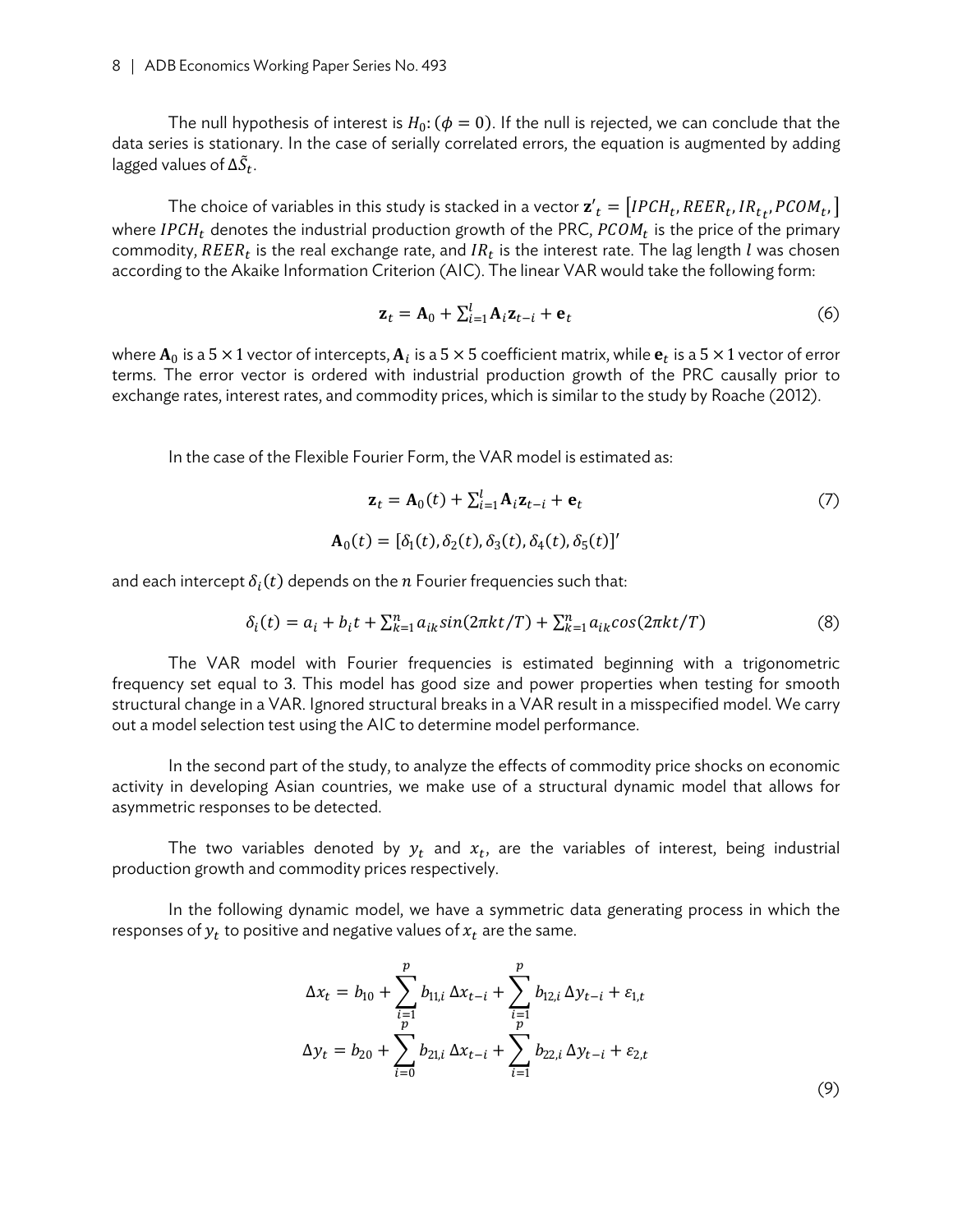The null hypothesis of interest is $H_0$: $(\phi = 0)$. If the null is rejected, we can conclude that the data series is stationary. In the case of serially correlated errors, the equation is augmented by adding lagged values of $\Delta\tilde{S}_t$.

The choice of variables in this study is stacked in a vector $\mathbf{z}'_t = [IPCH_t, REER_t, IR_{t_t}, PCOM_t,]$ where $IPCH_t$ denotes the industrial production growth of the PRC, $PCOM_t$ is the price of the primary commodity, $REER_t$ is the real exchange rate, and $IR_t$ is the interest rate. The lag length $l$ was chosen according to the Akaike Information Criterion (AIC). The linear VAR would take the following form:

$$\mathbf{z}_t = \mathbf{A}_0 + \sum_{i=1}^{l} \mathbf{A}_i \mathbf{z}_{t-i} + \mathbf{e}_t \tag{6}$$

where $\mathbf{A}_0$ is a $5 \times 1$ vector of intercepts, $\mathbf{A}_i$ is a $5 \times 5$ coefficient matrix, while $\mathbf{e}_t$ is a $5 \times 1$ vector of error terms. The error vector is ordered with industrial production growth of the PRC causally prior to exchange rates, interest rates, and commodity prices, which is similar to the study by Roache (2012).

In the case of the Flexible Fourier Form, the VAR model is estimated as:

$$\mathbf{z}_t = \mathbf{A}_0(t) + \sum_{i=1}^{l} \mathbf{A}_i \mathbf{z}_{t-i} + \mathbf{e}_t \tag{7}$$

$$\mathbf{A}_0(t) = [\delta_1(t), \delta_2(t), \delta_3(t), \delta_4(t), \delta_5(t)]'$$

and each intercept $\delta_i(t)$ depends on the $n$ Fourier frequencies such that:

$$\delta_i(t) = a_i + b_i t + \sum_{k=1}^{n} a_{ik} sin(2\pi kt/T) + \sum_{k=1}^{n} a_{ik} cos(2\pi kt/T) \tag{8}$$

The VAR model with Fourier frequencies is estimated beginning with a trigonometric frequency set equal to 3. This model has good size and power properties when testing for smooth structural change in a VAR. Ignored structural breaks in a VAR result in a misspecified model. We carry out a model selection test using the AIC to determine model performance.

In the second part of the study, to analyze the effects of commodity price shocks on economic activity in developing Asian countries, we make use of a structural dynamic model that allows for asymmetric responses to be detected.

The two variables denoted by $y_t$ and $x_t$, are the variables of interest, being industrial production growth and commodity prices respectively.

In the following dynamic model, we have a symmetric data generating process in which the responses of $y_t$ to positive and negative values of $x_t$ are the same.

$$\begin{aligned}
\Delta x_t &= b_{10} + \sum_{i=1}^{p} b_{11,i}\, \Delta x_{t-i} + \sum_{i=1}^{p} b_{12,i}\, \Delta y_{t-i} + \varepsilon_{1,t} \\
\Delta y_t &= b_{20} + \sum_{i=0}^{p} b_{21,i}\, \Delta x_{t-i} + \sum_{i=1}^{p} b_{22,i}\, \Delta y_{t-i} + \varepsilon_{2,t}
\end{aligned} \tag{9}$$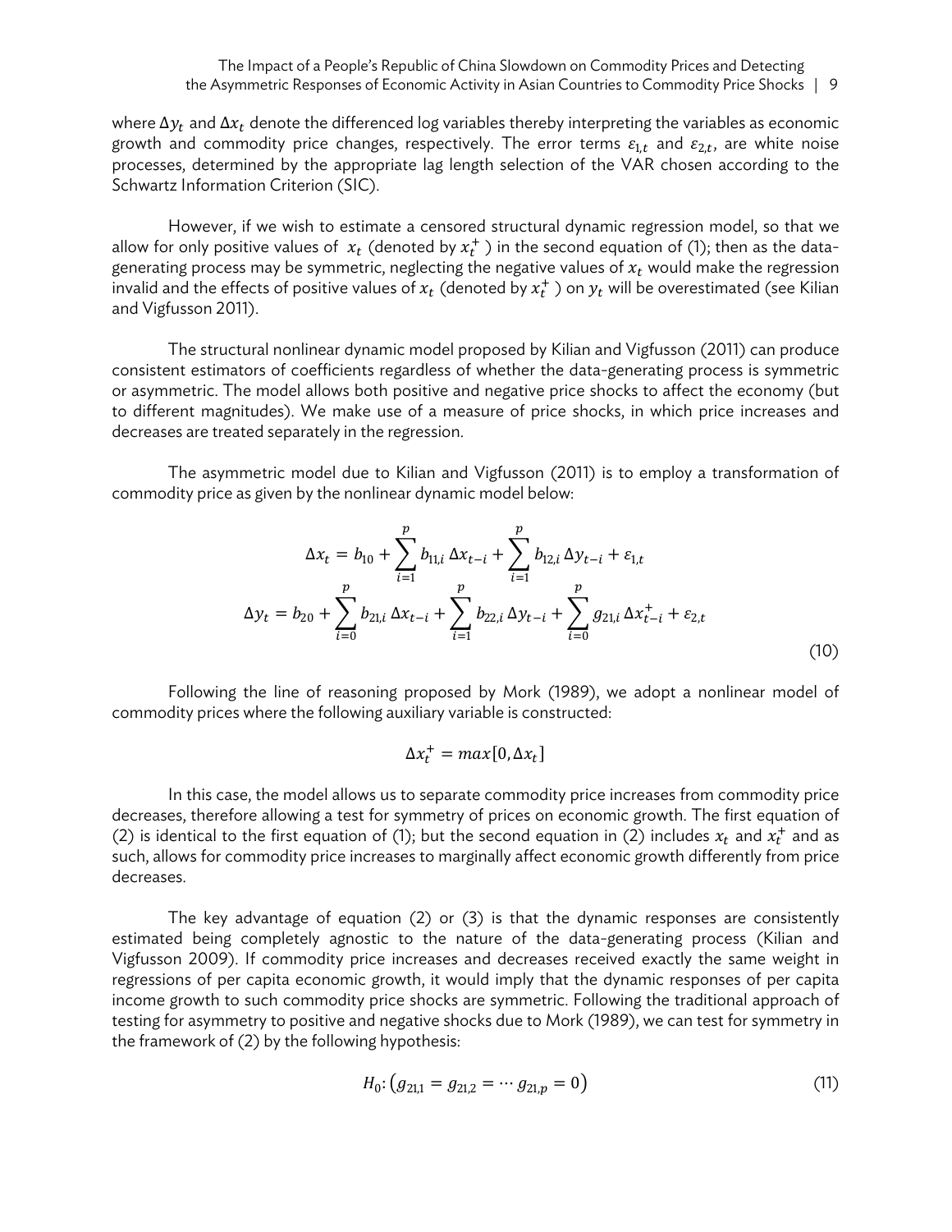where $\Delta y_t$ and $\Delta x_t$ denote the differenced log variables thereby interpreting the variables as economic growth and commodity price changes, respectively. The error terms $\varepsilon_{1,t}$ and $\varepsilon_{2,t}$, are white noise processes, determined by the appropriate lag length selection of the VAR chosen according to the Schwartz Information Criterion (SIC).

However, if we wish to estimate a censored structural dynamic regression model, so that we allow for only positive values of $x_t$ (denoted by $x_t^+$ ) in the second equation of (1); then as the data-generating process may be symmetric, neglecting the negative values of $x_t$ would make the regression invalid and the effects of positive values of $x_t$ (denoted by $x_t^+$ ) on $y_t$ will be overestimated (see Kilian and Vigfusson 2011).

The structural nonlinear dynamic model proposed by Kilian and Vigfusson (2011) can produce consistent estimators of coefficients regardless of whether the data-generating process is symmetric or asymmetric. The model allows both positive and negative price shocks to affect the economy (but to different magnitudes). We make use of a measure of price shocks, in which price increases and decreases are treated separately in the regression.

The asymmetric model due to Kilian and Vigfusson (2011) is to employ a transformation of commodity price as given by the nonlinear dynamic model below:

$$\Delta x_t = b_{10} + \sum_{i=1}^{p} b_{11,i}\, \Delta x_{t-i} + \sum_{i=1}^{p} b_{12,i}\, \Delta y_{t-i} + \varepsilon_{1,t}$$

$$\Delta y_t = b_{20} + \sum_{i=0}^{p} b_{21,i}\, \Delta x_{t-i} + \sum_{i=1}^{p} b_{22,i}\, \Delta y_{t-i} + \sum_{i=0}^{p} g_{21,i}\, \Delta x_{t-i}^{+} + \varepsilon_{2,t} \tag{10}$$

Following the line of reasoning proposed by Mork (1989), we adopt a nonlinear model of commodity prices where the following auxiliary variable is constructed:

$$\Delta x_t^{+} = max[0, \Delta x_t]$$

In this case, the model allows us to separate commodity price increases from commodity price decreases, therefore allowing a test for symmetry of prices on economic growth. The first equation of (2) is identical to the first equation of (1); but the second equation in (2) includes $x_t$ and $x_t^+$ and as such, allows for commodity price increases to marginally affect economic growth differently from price decreases.

The key advantage of equation (2) or (3) is that the dynamic responses are consistently estimated being completely agnostic to the nature of the data-generating process (Kilian and Vigfusson 2009). If commodity price increases and decreases received exactly the same weight in regressions of per capita economic growth, it would imply that the dynamic responses of per capita income growth to such commodity price shocks are symmetric. Following the traditional approach of testing for asymmetry to positive and negative shocks due to Mork (1989), we can test for symmetry in the framework of (2) by the following hypothesis:

$$H_0\colon \left(g_{21,1} = g_{21,2} = \cdots g_{21,p} = 0\right) \tag{11}$$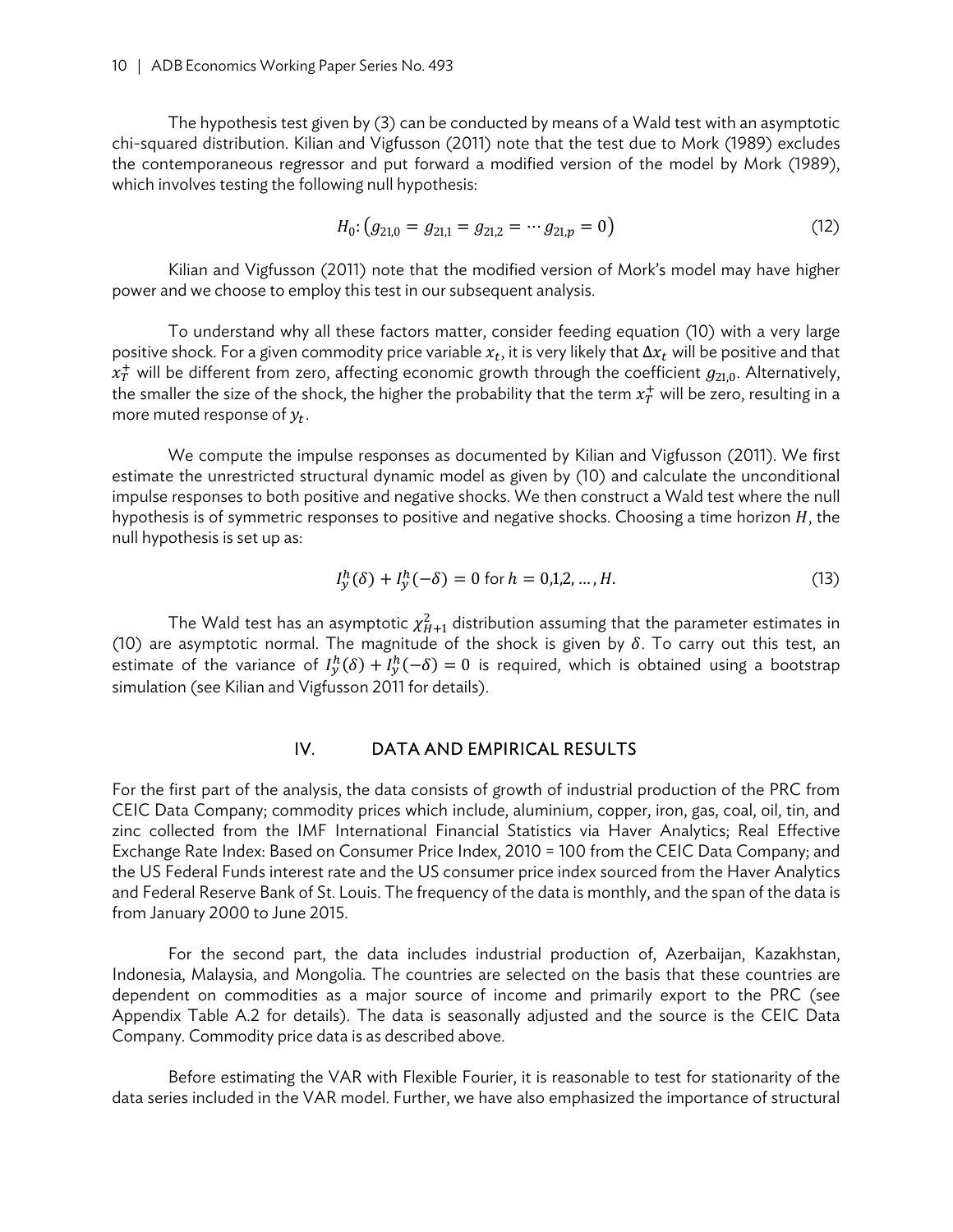The hypothesis test given by (3) can be conducted by means of a Wald test with an asymptotic chi-squared distribution. Kilian and Vigfusson (2011) note that the test due to Mork (1989) excludes the contemporaneous regressor and put forward a modified version of the model by Mork (1989), which involves testing the following null hypothesis:

$$H_0: (g_{21,0} = g_{21,1} = g_{21,2} = \cdots g_{21,p} = 0) \tag{12}$$

Kilian and Vigfusson (2011) note that the modified version of Mork's model may have higher power and we choose to employ this test in our subsequent analysis.

To understand why all these factors matter, consider feeding equation (10) with a very large positive shock. For a given commodity price variable $x_t$, it is very likely that $\Delta x_t$ will be positive and that $x_T^+$ will be different from zero, affecting economic growth through the coefficient $g_{21,0}$. Alternatively, the smaller the size of the shock, the higher the probability that the term $x_T^+$ will be zero, resulting in a more muted response of $y_t$.

We compute the impulse responses as documented by Kilian and Vigfusson (2011). We first estimate the unrestricted structural dynamic model as given by (10) and calculate the unconditional impulse responses to both positive and negative shocks. We then construct a Wald test where the null hypothesis is of symmetric responses to positive and negative shocks. Choosing a time horizon $H$, the null hypothesis is set up as:

$$I_y^h(\delta) + I_y^h(-\delta) = 0 \text{ for } h = 0,1,2,\ldots,H. \tag{13}$$

The Wald test has an asymptotic $\chi^2_{H+1}$ distribution assuming that the parameter estimates in (10) are asymptotic normal. The magnitude of the shock is given by $\delta$. To carry out this test, an estimate of the variance of $I_y^h(\delta) + I_y^h(-\delta) = 0$ is required, which is obtained using a bootstrap simulation (see Kilian and Vigfusson 2011 for details).

## IV. DATA AND EMPIRICAL RESULTS

For the first part of the analysis, the data consists of growth of industrial production of the PRC from CEIC Data Company; commodity prices which include, aluminium, copper, iron, gas, coal, oil, tin, and zinc collected from the IMF International Financial Statistics via Haver Analytics; Real Effective Exchange Rate Index: Based on Consumer Price Index, 2010 = 100 from the CEIC Data Company; and the US Federal Funds interest rate and the US consumer price index sourced from the Haver Analytics and Federal Reserve Bank of St. Louis. The frequency of the data is monthly, and the span of the data is from January 2000 to June 2015.

For the second part, the data includes industrial production of, Azerbaijan, Kazakhstan, Indonesia, Malaysia, and Mongolia. The countries are selected on the basis that these countries are dependent on commodities as a major source of income and primarily export to the PRC (see Appendix Table A.2 for details). The data is seasonally adjusted and the source is the CEIC Data Company. Commodity price data is as described above.

Before estimating the VAR with Flexible Fourier, it is reasonable to test for stationarity of the data series included in the VAR model. Further, we have also emphasized the importance of structural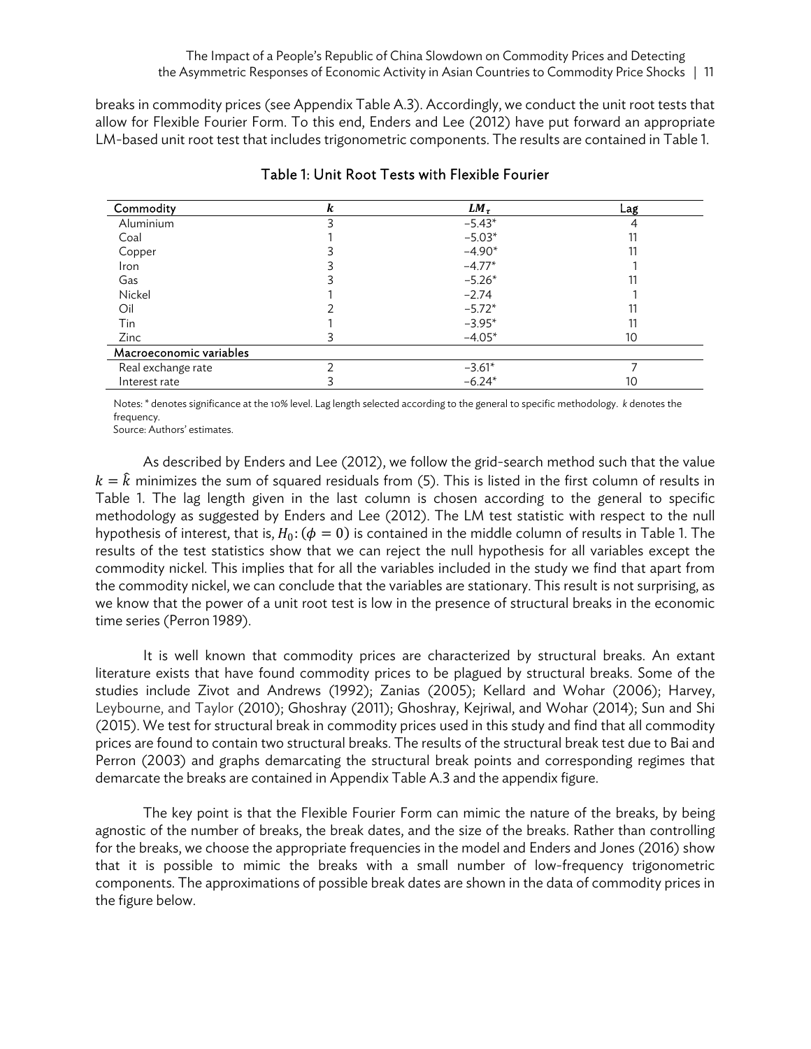breaks in commodity prices (see Appendix Table A.3). Accordingly, we conduct the unit root tests that allow for Flexible Fourier Form. To this end, Enders and Lee (2012) have put forward an appropriate LM-based unit root test that includes trigonometric components. The results are contained in Table 1.

### Table 1: Unit Root Tests with Flexible Fourier

| Commodity | $k$ | $LM_\tau$ | Lag |
|---|---|---|---|
| Aluminium | 3 | −5.43* | 4 |
| Coal | 1 | −5.03* | 11 |
| Copper | 3 | −4.90* | 11 |
| Iron | 3 | −4.77* | 1 |
| Gas | 3 | −5.26* | 11 |
| Nickel | 1 | −2.74 | 1 |
| Oil | 2 | −5.72* | 11 |
| Tin | 1 | −3.95* | 11 |
| Zinc | 3 | −4.05* | 10 |
| **Macroeconomic variables** | | | |
| Real exchange rate | 2 | −3.61* | 7 |
| Interest rate | 3 | −6.24* | 10 |

Notes: * denotes significance at the 10% level. Lag length selected according to the general to specific methodology. *k* denotes the frequency.
Source: Authors' estimates.

As described by Enders and Lee (2012), we follow the grid-search method such that the value $k = \hat{k}$ minimizes the sum of squared residuals from (5). This is listed in the first column of results in Table 1. The lag length given in the last column is chosen according to the general to specific methodology as suggested by Enders and Lee (2012). The LM test statistic with respect to the null hypothesis of interest, that is, $H_0: (\phi = 0)$ is contained in the middle column of results in Table 1. The results of the test statistics show that we can reject the null hypothesis for all variables except the commodity nickel. This implies that for all the variables included in the study we find that apart from the commodity nickel, we can conclude that the variables are stationary. This result is not surprising, as we know that the power of a unit root test is low in the presence of structural breaks in the economic time series (Perron 1989).

It is well known that commodity prices are characterized by structural breaks. An extant literature exists that have found commodity prices to be plagued by structural breaks. Some of the studies include Zivot and Andrews (1992); Zanias (2005); Kellard and Wohar (2006); Harvey, Leybourne, and Taylor (2010); Ghoshray (2011); Ghoshray, Kejriwal, and Wohar (2014); Sun and Shi (2015). We test for structural break in commodity prices used in this study and find that all commodity prices are found to contain two structural breaks. The results of the structural break test due to Bai and Perron (2003) and graphs demarcating the structural break points and corresponding regimes that demarcate the breaks are contained in Appendix Table A.3 and the appendix figure.

The key point is that the Flexible Fourier Form can mimic the nature of the breaks, by being agnostic of the number of breaks, the break dates, and the size of the breaks. Rather than controlling for the breaks, we choose the appropriate frequencies in the model and Enders and Jones (2016) show that it is possible to mimic the breaks with a small number of low-frequency trigonometric components. The approximations of possible break dates are shown in the data of commodity prices in the figure below.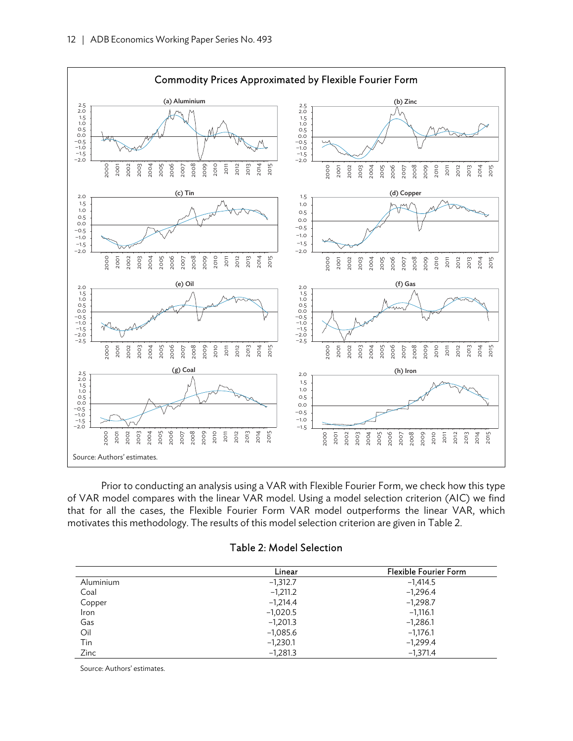Commodity Prices Approximated by Flexible Fourier Form

(a) Aluminium

(b) Zinc

(c) Tin

(d) Copper

(e) Oil

(f) Gas

(g) Coal

(h) Iron

Source: Authors' estimates.

Prior to conducting an analysis using a VAR with Flexible Fourier Form, we check how this type of VAR model compares with the linear VAR model. Using a model selection criterion (AIC) we find that for all the cases, the Flexible Fourier Form VAR model outperforms the linear VAR, which motivates this methodology. The results of this model selection criterion are given in Table 2.

### Table 2: Model Selection

| | Linear | Flexible Fourier Form |
|---|---|---|
| Aluminium | –1,312.7 | –1,414.5 |
| Coal | –1,211.2 | –1,296.4 |
| Copper | –1,214.4 | –1,298.7 |
| Iron | –1,020.5 | –1,116.1 |
| Gas | –1,201.3 | –1,286.1 |
| Oil | –1,085.6 | –1,176.1 |
| Tin | –1,230.1 | –1,299.4 |
| Zinc | –1,281.3 | –1,371.4 |

Source: Authors' estimates.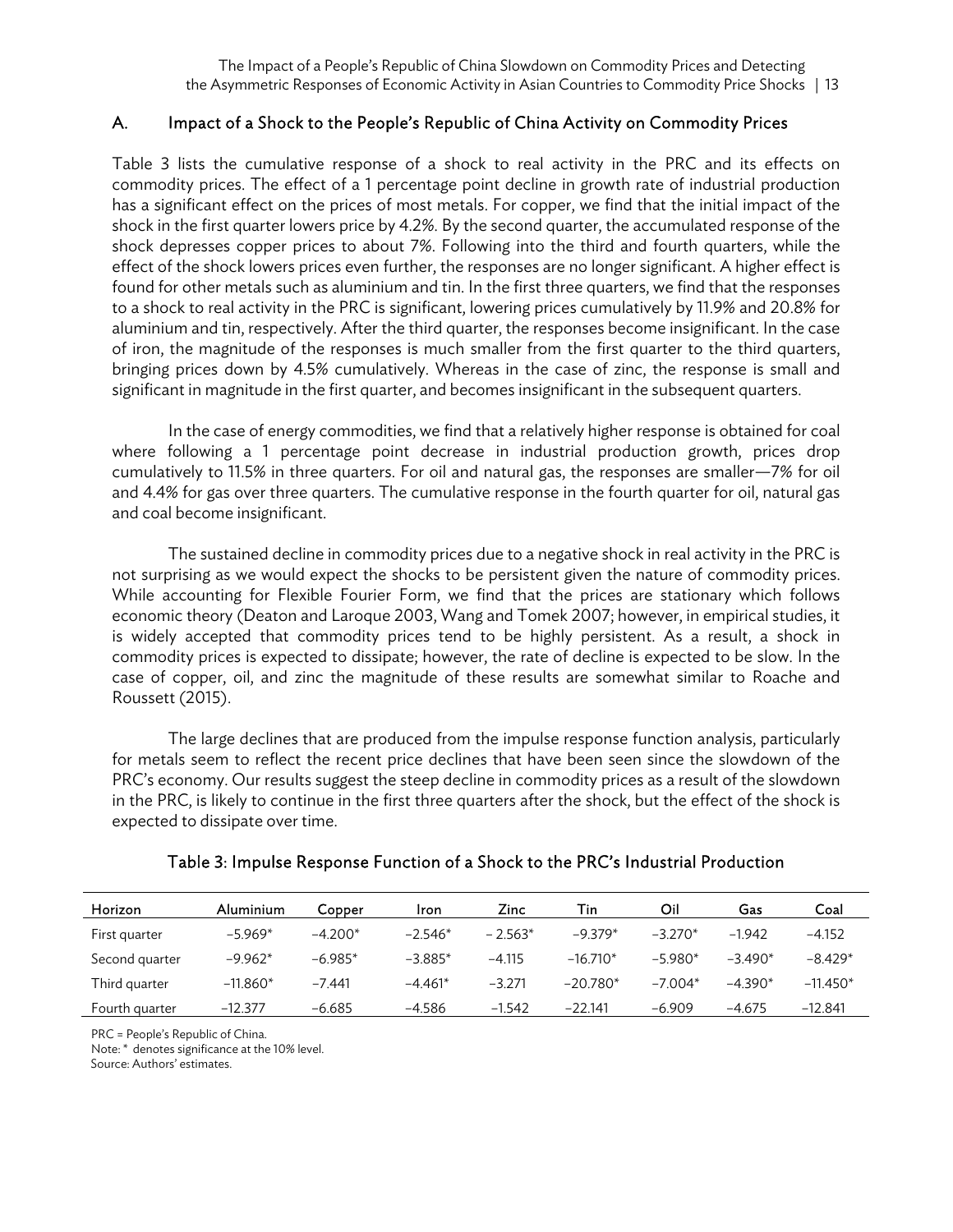## A. Impact of a Shock to the People's Republic of China Activity on Commodity Prices

Table 3 lists the cumulative response of a shock to real activity in the PRC and its effects on commodity prices. The effect of a 1 percentage point decline in growth rate of industrial production has a significant effect on the prices of most metals. For copper, we find that the initial impact of the shock in the first quarter lowers price by 4.2%. By the second quarter, the accumulated response of the shock depresses copper prices to about 7%. Following into the third and fourth quarters, while the effect of the shock lowers prices even further, the responses are no longer significant. A higher effect is found for other metals such as aluminium and tin. In the first three quarters, we find that the responses to a shock to real activity in the PRC is significant, lowering prices cumulatively by 11.9% and 20.8% for aluminium and tin, respectively. After the third quarter, the responses become insignificant. In the case of iron, the magnitude of the responses is much smaller from the first quarter to the third quarters, bringing prices down by 4.5% cumulatively. Whereas in the case of zinc, the response is small and significant in magnitude in the first quarter, and becomes insignificant in the subsequent quarters.

In the case of energy commodities, we find that a relatively higher response is obtained for coal where following a 1 percentage point decrease in industrial production growth, prices drop cumulatively to 11.5% in three quarters. For oil and natural gas, the responses are smaller—7% for oil and 4.4% for gas over three quarters. The cumulative response in the fourth quarter for oil, natural gas and coal become insignificant.

The sustained decline in commodity prices due to a negative shock in real activity in the PRC is not surprising as we would expect the shocks to be persistent given the nature of commodity prices. While accounting for Flexible Fourier Form, we find that the prices are stationary which follows economic theory (Deaton and Laroque 2003, Wang and Tomek 2007; however, in empirical studies, it is widely accepted that commodity prices tend to be highly persistent. As a result, a shock in commodity prices is expected to dissipate; however, the rate of decline is expected to be slow. In the case of copper, oil, and zinc the magnitude of these results are somewhat similar to Roache and Roussett (2015).

The large declines that are produced from the impulse response function analysis, particularly for metals seem to reflect the recent price declines that have been seen since the slowdown of the PRC's economy. Our results suggest the steep decline in commodity prices as a result of the slowdown in the PRC, is likely to continue in the first three quarters after the shock, but the effect of the shock is expected to dissipate over time.

### Table 3: Impulse Response Function of a Shock to the PRC's Industrial Production

| Horizon | Aluminium | Copper | Iron | Zinc | Tin | Oil | Gas | Coal |
|---|---|---|---|---|---|---|---|---|
| First quarter | −5.969* | −4.200* | −2.546* | − 2.563* | −9.379* | −3.270* | −1.942 | −4.152 |
| Second quarter | −9.962* | −6.985* | −3.885* | −4.115 | −16.710* | −5.980* | −3.490* | −8.429* |
| Third quarter | −11.860* | −7.441 | −4.461* | −3.271 | −20.780* | −7.004* | −4.390* | −11.450* |
| Fourth quarter | −12.377 | −6.685 | −4.586 | −1.542 | −22.141 | −6.909 | −4.675 | −12.841 |

PRC = People's Republic of China.
Note: * denotes significance at the 10% level.
Source: Authors' estimates.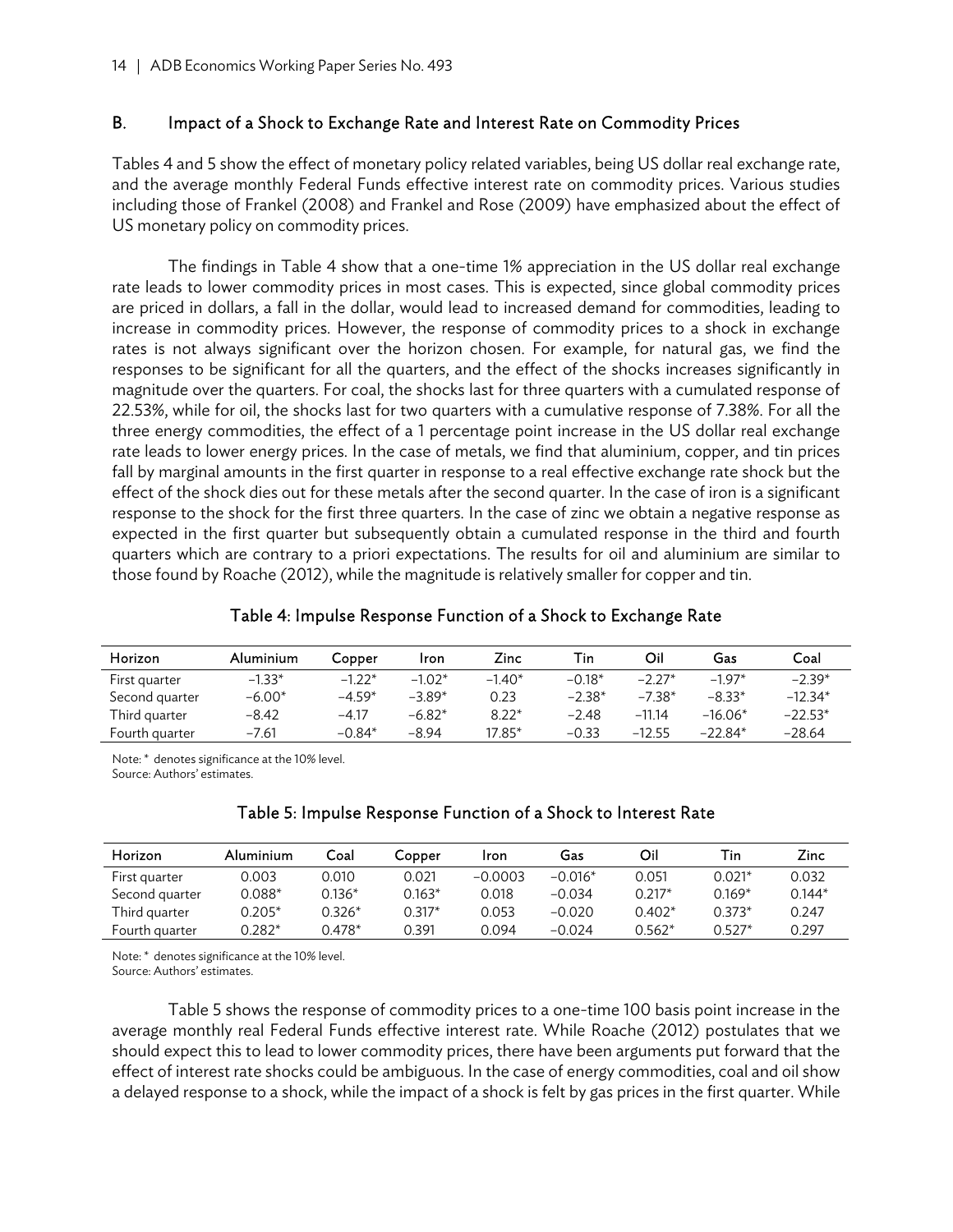## B. Impact of a Shock to Exchange Rate and Interest Rate on Commodity Prices

Tables 4 and 5 show the effect of monetary policy related variables, being US dollar real exchange rate, and the average monthly Federal Funds effective interest rate on commodity prices. Various studies including those of Frankel (2008) and Frankel and Rose (2009) have emphasized about the effect of US monetary policy on commodity prices.

The findings in Table 4 show that a one-time 1% appreciation in the US dollar real exchange rate leads to lower commodity prices in most cases. This is expected, since global commodity prices are priced in dollars, a fall in the dollar, would lead to increased demand for commodities, leading to increase in commodity prices. However, the response of commodity prices to a shock in exchange rates is not always significant over the horizon chosen. For example, for natural gas, we find the responses to be significant for all the quarters, and the effect of the shocks increases significantly in magnitude over the quarters. For coal, the shocks last for three quarters with a cumulated response of 22.53%, while for oil, the shocks last for two quarters with a cumulative response of 7.38%. For all the three energy commodities, the effect of a 1 percentage point increase in the US dollar real exchange rate leads to lower energy prices. In the case of metals, we find that aluminium, copper, and tin prices fall by marginal amounts in the first quarter in response to a real effective exchange rate shock but the effect of the shock dies out for these metals after the second quarter. In the case of iron is a significant response to the shock for the first three quarters. In the case of zinc we obtain a negative response as expected in the first quarter but subsequently obtain a cumulated response in the third and fourth quarters which are contrary to a priori expectations. The results for oil and aluminium are similar to those found by Roache (2012), while the magnitude is relatively smaller for copper and tin.

Table 4: Impulse Response Function of a Shock to Exchange Rate

| Horizon | Aluminium | Copper | Iron | Zinc | Tin | Oil | Gas | Coal |
|---|---|---|---|---|---|---|---|---|
| First quarter | −1.33* | −1.22* | −1.02* | −1.40* | −0.18* | −2.27* | −1.97* | −2.39* |
| Second quarter | −6.00* | −4.59* | −3.89* | 0.23 | −2.38* | −7.38* | −8.33* | −12.34* |
| Third quarter | −8.42 | −4.17 | −6.82* | 8.22* | −2.48 | −11.14 | −16.06* | −22.53* |
| Fourth quarter | −7.61 | −0.84* | −8.94 | 17.85* | −0.33 | −12.55 | −22.84* | −28.64 |

Note: * denotes significance at the 10% level.
Source: Authors' estimates.

Table 5: Impulse Response Function of a Shock to Interest Rate

| Horizon | Aluminium | Coal | Copper | Iron | Gas | Oil | Tin | Zinc |
|---|---|---|---|---|---|---|---|---|
| First quarter | 0.003 | 0.010 | 0.021 | −0.0003 | −0.016* | 0.051 | 0.021* | 0.032 |
| Second quarter | 0.088* | 0.136* | 0.163* | 0.018 | −0.034 | 0.217* | 0.169* | 0.144* |
| Third quarter | 0.205* | 0.326* | 0.317* | 0.053 | −0.020 | 0.402* | 0.373* | 0.247 |
| Fourth quarter | 0.282* | 0.478* | 0.391 | 0.094 | −0.024 | 0.562* | 0.527* | 0.297 |

Note: * denotes significance at the 10% level.
Source: Authors' estimates.

Table 5 shows the response of commodity prices to a one-time 100 basis point increase in the average monthly real Federal Funds effective interest rate. While Roache (2012) postulates that we should expect this to lead to lower commodity prices, there have been arguments put forward that the effect of interest rate shocks could be ambiguous. In the case of energy commodities, coal and oil show a delayed response to a shock, while the impact of a shock is felt by gas prices in the first quarter. While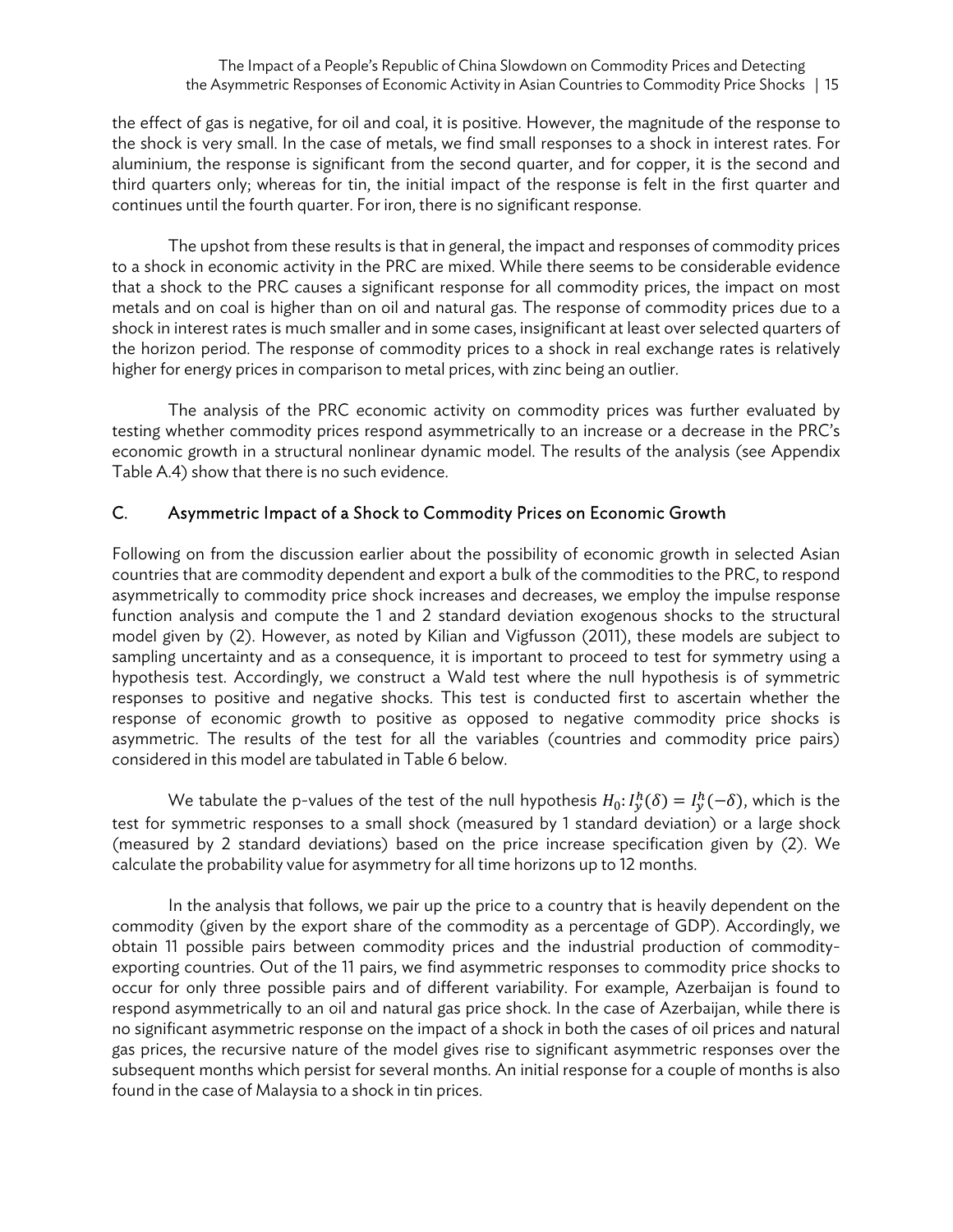the effect of gas is negative, for oil and coal, it is positive. However, the magnitude of the response to the shock is very small. In the case of metals, we find small responses to a shock in interest rates. For aluminium, the response is significant from the second quarter, and for copper, it is the second and third quarters only; whereas for tin, the initial impact of the response is felt in the first quarter and continues until the fourth quarter. For iron, there is no significant response.

The upshot from these results is that in general, the impact and responses of commodity prices to a shock in economic activity in the PRC are mixed. While there seems to be considerable evidence that a shock to the PRC causes a significant response for all commodity prices, the impact on most metals and on coal is higher than on oil and natural gas. The response of commodity prices due to a shock in interest rates is much smaller and in some cases, insignificant at least over selected quarters of the horizon period. The response of commodity prices to a shock in real exchange rates is relatively higher for energy prices in comparison to metal prices, with zinc being an outlier.

The analysis of the PRC economic activity on commodity prices was further evaluated by testing whether commodity prices respond asymmetrically to an increase or a decrease in the PRC's economic growth in a structural nonlinear dynamic model. The results of the analysis (see Appendix Table A.4) show that there is no such evidence.

## C. Asymmetric Impact of a Shock to Commodity Prices on Economic Growth

Following on from the discussion earlier about the possibility of economic growth in selected Asian countries that are commodity dependent and export a bulk of the commodities to the PRC, to respond asymmetrically to commodity price shock increases and decreases, we employ the impulse response function analysis and compute the 1 and 2 standard deviation exogenous shocks to the structural model given by (2). However, as noted by Kilian and Vigfusson (2011), these models are subject to sampling uncertainty and as a consequence, it is important to proceed to test for symmetry using a hypothesis test. Accordingly, we construct a Wald test where the null hypothesis is of symmetric responses to positive and negative shocks. This test is conducted first to ascertain whether the response of economic growth to positive as opposed to negative commodity price shocks is asymmetric. The results of the test for all the variables (countries and commodity price pairs) considered in this model are tabulated in Table 6 below.

We tabulate the p-values of the test of the null hypothesis $H_0: I_y^h(\delta) = I_y^h(-\delta)$, which is the test for symmetric responses to a small shock (measured by 1 standard deviation) or a large shock (measured by 2 standard deviations) based on the price increase specification given by (2). We calculate the probability value for asymmetry for all time horizons up to 12 months.

In the analysis that follows, we pair up the price to a country that is heavily dependent on the commodity (given by the export share of the commodity as a percentage of GDP). Accordingly, we obtain 11 possible pairs between commodity prices and the industrial production of commodity-exporting countries. Out of the 11 pairs, we find asymmetric responses to commodity price shocks to occur for only three possible pairs and of different variability. For example, Azerbaijan is found to respond asymmetrically to an oil and natural gas price shock. In the case of Azerbaijan, while there is no significant asymmetric response on the impact of a shock in both the cases of oil prices and natural gas prices, the recursive nature of the model gives rise to significant asymmetric responses over the subsequent months which persist for several months. An initial response for a couple of months is also found in the case of Malaysia to a shock in tin prices.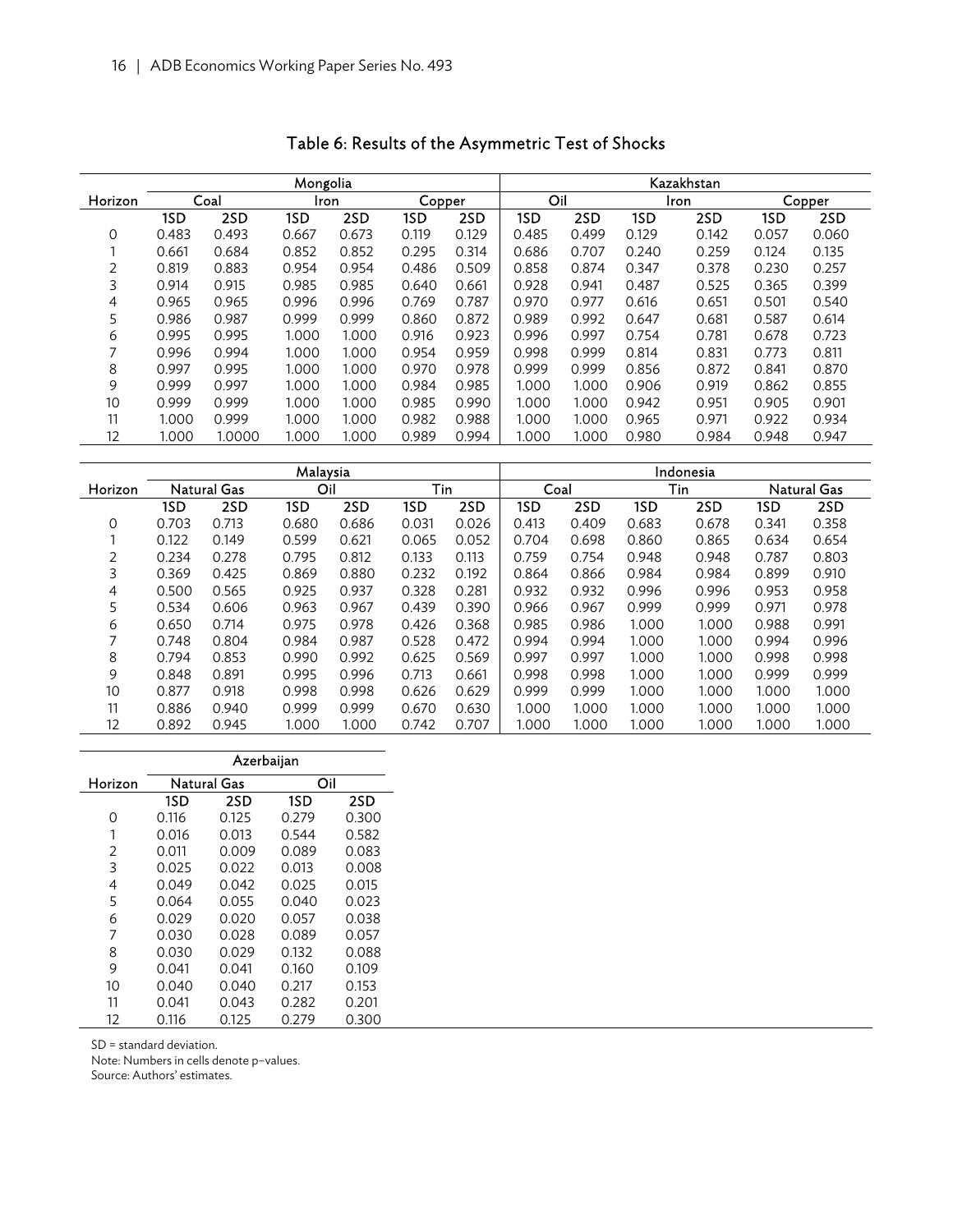## Table 6: Results of the Asymmetric Test of Shocks

| Horizon | Mongolia | | | | | | Kazakhstan | | | | | |
|---|---|---|---|---|---|---|---|---|---|---|---|---|
| | Coal | | Iron | | Copper | | Oil | | Iron | | Copper | |
| | 1SD | 2SD | 1SD | 2SD | 1SD | 2SD | 1SD | 2SD | 1SD | 2SD | 1SD | 2SD |
| 0 | 0.483 | 0.493 | 0.667 | 0.673 | 0.119 | 0.129 | 0.485 | 0.499 | 0.129 | 0.142 | 0.057 | 0.060 |
| 1 | 0.661 | 0.684 | 0.852 | 0.852 | 0.295 | 0.314 | 0.686 | 0.707 | 0.240 | 0.259 | 0.124 | 0.135 |
| 2 | 0.819 | 0.883 | 0.954 | 0.954 | 0.486 | 0.509 | 0.858 | 0.874 | 0.347 | 0.378 | 0.230 | 0.257 |
| 3 | 0.914 | 0.915 | 0.985 | 0.985 | 0.640 | 0.661 | 0.928 | 0.941 | 0.487 | 0.525 | 0.365 | 0.399 |
| 4 | 0.965 | 0.965 | 0.996 | 0.996 | 0.769 | 0.787 | 0.970 | 0.977 | 0.616 | 0.651 | 0.501 | 0.540 |
| 5 | 0.986 | 0.987 | 0.999 | 0.999 | 0.860 | 0.872 | 0.989 | 0.992 | 0.647 | 0.681 | 0.587 | 0.614 |
| 6 | 0.995 | 0.995 | 1.000 | 1.000 | 0.916 | 0.923 | 0.996 | 0.997 | 0.754 | 0.781 | 0.678 | 0.723 |
| 7 | 0.996 | 0.994 | 1.000 | 1.000 | 0.954 | 0.959 | 0.998 | 0.999 | 0.814 | 0.831 | 0.773 | 0.811 |
| 8 | 0.997 | 0.995 | 1.000 | 1.000 | 0.970 | 0.978 | 0.999 | 0.999 | 0.856 | 0.872 | 0.841 | 0.870 |
| 9 | 0.999 | 0.997 | 1.000 | 1.000 | 0.984 | 0.985 | 1.000 | 1.000 | 0.906 | 0.919 | 0.862 | 0.855 |
| 10 | 0.999 | 0.999 | 1.000 | 1.000 | 0.985 | 0.990 | 1.000 | 1.000 | 0.942 | 0.951 | 0.905 | 0.901 |
| 11 | 1.000 | 0.999 | 1.000 | 1.000 | 0.982 | 0.988 | 1.000 | 1.000 | 0.965 | 0.971 | 0.922 | 0.934 |
| 12 | 1.000 | 1.0000 | 1.000 | 1.000 | 0.989 | 0.994 | 1.000 | 1.000 | 0.980 | 0.984 | 0.948 | 0.947 |

| Horizon | Malaysia | | | | | | Indonesia | | | | | |
|---|---|---|---|---|---|---|---|---|---|---|---|---|
| | Natural Gas | | Oil | | Tin | | Coal | | Tin | | Natural Gas | |
| | 1SD | 2SD | 1SD | 2SD | 1SD | 2SD | 1SD | 2SD | 1SD | 2SD | 1SD | 2SD |
| 0 | 0.703 | 0.713 | 0.680 | 0.686 | 0.031 | 0.026 | 0.413 | 0.409 | 0.683 | 0.678 | 0.341 | 0.358 |
| 1 | 0.122 | 0.149 | 0.599 | 0.621 | 0.065 | 0.052 | 0.704 | 0.698 | 0.860 | 0.865 | 0.634 | 0.654 |
| 2 | 0.234 | 0.278 | 0.795 | 0.812 | 0.133 | 0.113 | 0.759 | 0.754 | 0.948 | 0.948 | 0.787 | 0.803 |
| 3 | 0.369 | 0.425 | 0.869 | 0.880 | 0.232 | 0.192 | 0.864 | 0.866 | 0.984 | 0.984 | 0.899 | 0.910 |
| 4 | 0.500 | 0.565 | 0.925 | 0.937 | 0.328 | 0.281 | 0.932 | 0.932 | 0.996 | 0.996 | 0.953 | 0.958 |
| 5 | 0.534 | 0.606 | 0.963 | 0.967 | 0.439 | 0.390 | 0.966 | 0.967 | 0.999 | 0.999 | 0.971 | 0.978 |
| 6 | 0.650 | 0.714 | 0.975 | 0.978 | 0.426 | 0.368 | 0.985 | 0.986 | 1.000 | 1.000 | 0.988 | 0.991 |
| 7 | 0.748 | 0.804 | 0.984 | 0.987 | 0.528 | 0.472 | 0.994 | 0.994 | 1.000 | 1.000 | 0.994 | 0.996 |
| 8 | 0.794 | 0.853 | 0.990 | 0.992 | 0.625 | 0.569 | 0.997 | 0.997 | 1.000 | 1.000 | 0.998 | 0.998 |
| 9 | 0.848 | 0.891 | 0.995 | 0.996 | 0.713 | 0.661 | 0.998 | 0.998 | 1.000 | 1.000 | 0.999 | 0.999 |
| 10 | 0.877 | 0.918 | 0.998 | 0.998 | 0.626 | 0.629 | 0.999 | 0.999 | 1.000 | 1.000 | 1.000 | 1.000 |
| 11 | 0.886 | 0.940 | 0.999 | 0.999 | 0.670 | 0.630 | 1.000 | 1.000 | 1.000 | 1.000 | 1.000 | 1.000 |
| 12 | 0.892 | 0.945 | 1.000 | 1.000 | 0.742 | 0.707 | 1.000 | 1.000 | 1.000 | 1.000 | 1.000 | 1.000 |

| Horizon | Azerbaijan | | | |
|---|---|---|---|---|
| | Natural Gas | | Oil | |
| | 1SD | 2SD | 1SD | 2SD |
| 0 | 0.116 | 0.125 | 0.279 | 0.300 |
| 1 | 0.016 | 0.013 | 0.544 | 0.582 |
| 2 | 0.011 | 0.009 | 0.089 | 0.083 |
| 3 | 0.025 | 0.022 | 0.013 | 0.008 |
| 4 | 0.049 | 0.042 | 0.025 | 0.015 |
| 5 | 0.064 | 0.055 | 0.040 | 0.023 |
| 6 | 0.029 | 0.020 | 0.057 | 0.038 |
| 7 | 0.030 | 0.028 | 0.089 | 0.057 |
| 8 | 0.030 | 0.029 | 0.132 | 0.088 |
| 9 | 0.041 | 0.041 | 0.160 | 0.109 |
| 10 | 0.040 | 0.040 | 0.217 | 0.153 |
| 11 | 0.041 | 0.043 | 0.282 | 0.201 |
| 12 | 0.116 | 0.125 | 0.279 | 0.300 |

SD = standard deviation.
Note: Numbers in cells denote p–values.
Source: Authors' estimates.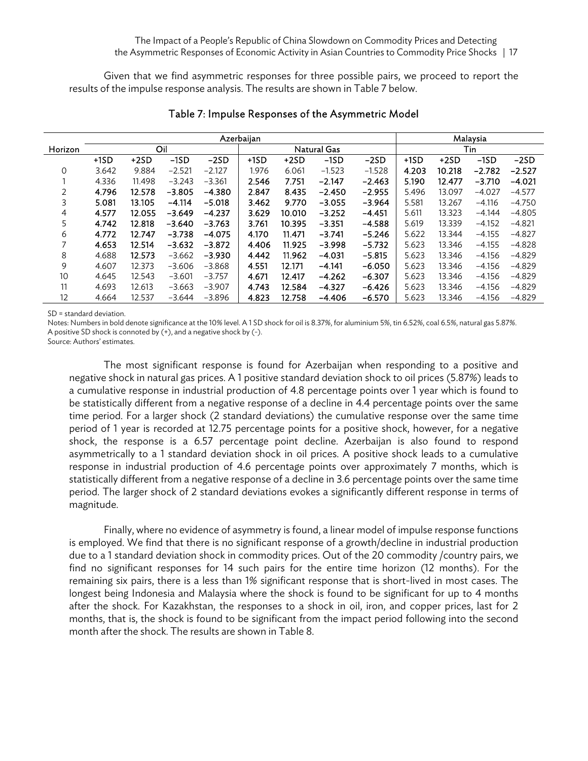Given that we find asymmetric responses for three possible pairs, we proceed to report the results of the impulse response analysis. The results are shown in Table 7 below.

### Table 7: Impulse Responses of the Asymmetric Model

| | Azerbaijan | | | | | | | | Malaysia | | | |
|---|---|---|---|---|---|---|---|---|---|---|---|---|
| Horizon | Oil | | | | Natural Gas | | | | Tin | | | |
| | +1SD | +2SD | −1SD | −2SD | +1SD | +2SD | −1SD | −2SD | +1SD | +2SD | −1SD | −2SD |
| 0 | 3.642 | 9.884 | −2.521 | −2.127 | 1.976 | 6.061 | −1.523 | −1.528 | **4.203** | **10.218** | **−2.782** | **−2.527** |
| 1 | 4.336 | 11.498 | −3.243 | −3.361 | **2.546** | **7.751** | **−2.147** | **−2.463** | **5.190** | **12.477** | **−3.710** | **−4.021** |
| 2 | **4.796** | **12.578** | **−3.805** | **−4.380** | **2.847** | **8.435** | **−2.450** | **−2.955** | 5.496 | 13.097 | −4.027 | −4.577 |
| 3 | **5.081** | **13.105** | **−4.114** | **−5.018** | **3.462** | **9.770** | **−3.055** | **−3.964** | 5.581 | 13.267 | −4.116 | −4.750 |
| 4 | **4.577** | **12.055** | **−3.649** | **−4.237** | **3.629** | **10.010** | **−3.252** | **−4.451** | 5.611 | 13.323 | −4.144 | −4.805 |
| 5 | **4.742** | **12.818** | **−3.640** | **−3.763** | **3.761** | **10.395** | **−3.351** | **−4.588** | 5.619 | 13.339 | −4.152 | −4.821 |
| 6 | **4.772** | **12.747** | **−3.738** | **−4.075** | **4.170** | **11.471** | **−3.741** | **−5.246** | 5.622 | 13.344 | −4.155 | −4.827 |
| 7 | **4.653** | **12.514** | **−3.632** | **−3.872** | **4.406** | **11.925** | **−3.998** | **−5.732** | 5.623 | 13.346 | −4.155 | −4.828 |
| 8 | 4.688 | **12.573** | −3.662 | **−3.930** | **4.442** | **11.962** | **−4.031** | **−5.815** | 5.623 | 13.346 | −4.156 | −4.829 |
| 9 | 4.607 | 12.373 | −3.606 | −3.868 | **4.551** | **12.171** | **−4.141** | **−6.050** | 5.623 | 13.346 | −4.156 | −4.829 |
| 10 | 4.645 | 12.543 | −3.601 | −3.757 | **4.671** | **12.417** | **−4.262** | **−6.307** | 5.623 | 13.346 | −4.156 | −4.829 |
| 11 | 4.693 | 12.613 | −3.663 | −3.907 | **4.743** | **12.584** | **−4.327** | **−6.426** | 5.623 | 13.346 | −4.156 | −4.829 |
| 12 | 4.664 | 12.537 | −3.644 | −3.896 | **4.823** | **12.758** | **−4.406** | **−6.570** | 5.623 | 13.346 | −4.156 | −4.829 |

SD = standard deviation.

Notes: Numbers in bold denote significance at the 10% level. A 1 SD shock for oil is 8.37%, for aluminium 5%, tin 6.52%, coal 6.5%, natural gas 5.87%. A positive SD shock is connoted by (+), and a negative shock by (-).

Source: Authors' estimates.

The most significant response is found for Azerbaijan when responding to a positive and negative shock in natural gas prices. A 1 positive standard deviation shock to oil prices (5.87%) leads to a cumulative response in industrial production of 4.8 percentage points over 1 year which is found to be statistically different from a negative response of a decline in 4.4 percentage points over the same time period. For a larger shock (2 standard deviations) the cumulative response over the same time period of 1 year is recorded at 12.75 percentage points for a positive shock, however, for a negative shock, the response is a 6.57 percentage point decline. Azerbaijan is also found to respond asymmetrically to a 1 standard deviation shock in oil prices. A positive shock leads to a cumulative response in industrial production of 4.6 percentage points over approximately 7 months, which is statistically different from a negative response of a decline in 3.6 percentage points over the same time period. The larger shock of 2 standard deviations evokes a significantly different response in terms of magnitude.

Finally, where no evidence of asymmetry is found, a linear model of impulse response functions is employed. We find that there is no significant response of a growth/decline in industrial production due to a 1 standard deviation shock in commodity prices. Out of the 20 commodity /country pairs, we find no significant responses for 14 such pairs for the entire time horizon (12 months). For the remaining six pairs, there is a less than 1% significant response that is short-lived in most cases. The longest being Indonesia and Malaysia where the shock is found to be significant for up to 4 months after the shock. For Kazakhstan, the responses to a shock in oil, iron, and copper prices, last for 2 months, that is, the shock is found to be significant from the impact period following into the second month after the shock. The results are shown in Table 8.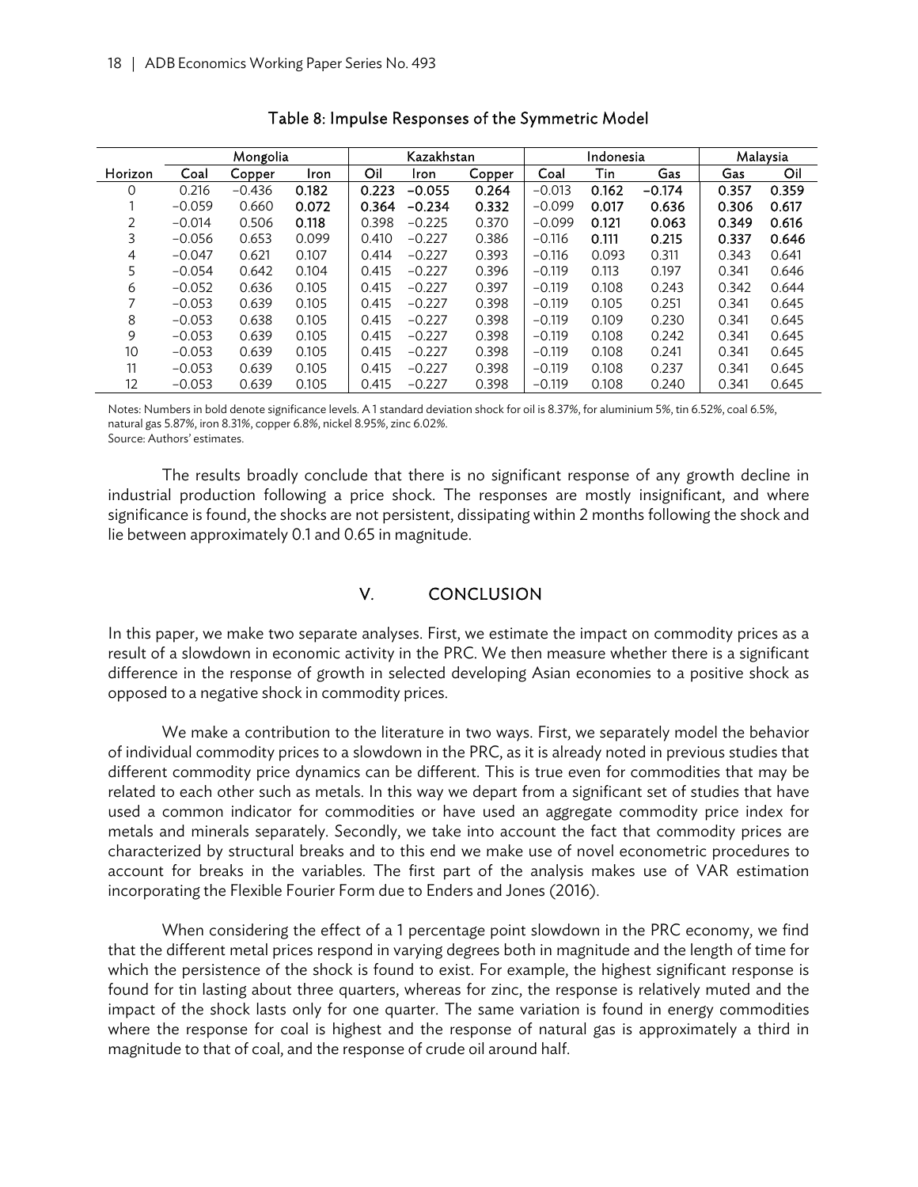Table 8: Impulse Responses of the Symmetric Model

| Horizon | Mongolia | | | Kazakhstan | | | Indonesia | | | Malaysia | |
|---|---|---|---|---|---|---|---|---|---|---|---|
| | Coal | Copper | Iron | Oil | Iron | Copper | Coal | Tin | Gas | Gas | Oil |
| 0 | 0.216 | −0.436 | **0.182** | **0.223** | **−0.055** | **0.264** | −0.013 | **0.162** | **−0.174** | **0.357** | **0.359** |
| 1 | −0.059 | 0.660 | **0.072** | **0.364** | **−0.234** | **0.332** | −0.099 | **0.017** | **0.636** | **0.306** | **0.617** |
| 2 | −0.014 | 0.506 | **0.118** | 0.398 | −0.225 | 0.370 | −0.099 | **0.121** | **0.063** | **0.349** | **0.616** |
| 3 | −0.056 | 0.653 | 0.099 | 0.410 | −0.227 | 0.386 | −0.116 | **0.111** | **0.215** | **0.337** | **0.646** |
| 4 | −0.047 | 0.621 | 0.107 | 0.414 | −0.227 | 0.393 | −0.116 | 0.093 | 0.311 | 0.343 | 0.641 |
| 5 | −0.054 | 0.642 | 0.104 | 0.415 | −0.227 | 0.396 | −0.119 | 0.113 | 0.197 | 0.341 | 0.646 |
| 6 | −0.052 | 0.636 | 0.105 | 0.415 | −0.227 | 0.397 | −0.119 | 0.108 | 0.243 | 0.342 | 0.644 |
| 7 | −0.053 | 0.639 | 0.105 | 0.415 | −0.227 | 0.398 | −0.119 | 0.105 | 0.251 | 0.341 | 0.645 |
| 8 | −0.053 | 0.638 | 0.105 | 0.415 | −0.227 | 0.398 | −0.119 | 0.109 | 0.230 | 0.341 | 0.645 |
| 9 | −0.053 | 0.639 | 0.105 | 0.415 | −0.227 | 0.398 | −0.119 | 0.108 | 0.242 | 0.341 | 0.645 |
| 10 | −0.053 | 0.639 | 0.105 | 0.415 | −0.227 | 0.398 | −0.119 | 0.108 | 0.241 | 0.341 | 0.645 |
| 11 | −0.053 | 0.639 | 0.105 | 0.415 | −0.227 | 0.398 | −0.119 | 0.108 | 0.237 | 0.341 | 0.645 |
| 12 | −0.053 | 0.639 | 0.105 | 0.415 | −0.227 | 0.398 | −0.119 | 0.108 | 0.240 | 0.341 | 0.645 |

Notes: Numbers in bold denote significance levels. A 1 standard deviation shock for oil is 8.37%, for aluminium 5%, tin 6.52%, coal 6.5%, natural gas 5.87%, iron 8.31%, copper 6.8%, nickel 8.95%, zinc 6.02%.
Source: Authors' estimates.

The results broadly conclude that there is no significant response of any growth decline in industrial production following a price shock. The responses are mostly insignificant, and where significance is found, the shocks are not persistent, dissipating within 2 months following the shock and lie between approximately 0.1 and 0.65 in magnitude.

## V. CONCLUSION

In this paper, we make two separate analyses. First, we estimate the impact on commodity prices as a result of a slowdown in economic activity in the PRC. We then measure whether there is a significant difference in the response of growth in selected developing Asian economies to a positive shock as opposed to a negative shock in commodity prices.

We make a contribution to the literature in two ways. First, we separately model the behavior of individual commodity prices to a slowdown in the PRC, as it is already noted in previous studies that different commodity price dynamics can be different. This is true even for commodities that may be related to each other such as metals. In this way we depart from a significant set of studies that have used a common indicator for commodities or have used an aggregate commodity price index for metals and minerals separately. Secondly, we take into account the fact that commodity prices are characterized by structural breaks and to this end we make use of novel econometric procedures to account for breaks in the variables. The first part of the analysis makes use of VAR estimation incorporating the Flexible Fourier Form due to Enders and Jones (2016).

When considering the effect of a 1 percentage point slowdown in the PRC economy, we find that the different metal prices respond in varying degrees both in magnitude and the length of time for which the persistence of the shock is found to exist. For example, the highest significant response is found for tin lasting about three quarters, whereas for zinc, the response is relatively muted and the impact of the shock lasts only for one quarter. The same variation is found in energy commodities where the response for coal is highest and the response of natural gas is approximately a third in magnitude to that of coal, and the response of crude oil around half.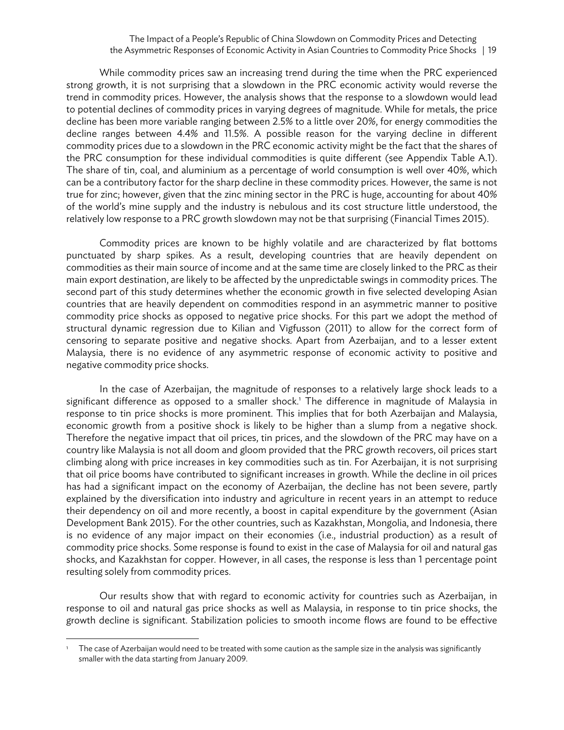While commodity prices saw an increasing trend during the time when the PRC experienced strong growth, it is not surprising that a slowdown in the PRC economic activity would reverse the trend in commodity prices. However, the analysis shows that the response to a slowdown would lead to potential declines of commodity prices in varying degrees of magnitude. While for metals, the price decline has been more variable ranging between 2.5% to a little over 20%, for energy commodities the decline ranges between 4.4% and 11.5%. A possible reason for the varying decline in different commodity prices due to a slowdown in the PRC economic activity might be the fact that the shares of the PRC consumption for these individual commodities is quite different (see Appendix Table A.1). The share of tin, coal, and aluminium as a percentage of world consumption is well over 40%, which can be a contributory factor for the sharp decline in these commodity prices. However, the same is not true for zinc; however, given that the zinc mining sector in the PRC is huge, accounting for about 40% of the world's mine supply and the industry is nebulous and its cost structure little understood, the relatively low response to a PRC growth slowdown may not be that surprising (Financial Times 2015).

Commodity prices are known to be highly volatile and are characterized by flat bottoms punctuated by sharp spikes. As a result, developing countries that are heavily dependent on commodities as their main source of income and at the same time are closely linked to the PRC as their main export destination, are likely to be affected by the unpredictable swings in commodity prices. The second part of this study determines whether the economic growth in five selected developing Asian countries that are heavily dependent on commodities respond in an asymmetric manner to positive commodity price shocks as opposed to negative price shocks. For this part we adopt the method of structural dynamic regression due to Kilian and Vigfusson (2011) to allow for the correct form of censoring to separate positive and negative shocks. Apart from Azerbaijan, and to a lesser extent Malaysia, there is no evidence of any asymmetric response of economic activity to positive and negative commodity price shocks.

In the case of Azerbaijan, the magnitude of responses to a relatively large shock leads to a significant difference as opposed to a smaller shock.[1] The difference in magnitude of Malaysia in response to tin price shocks is more prominent. This implies that for both Azerbaijan and Malaysia, economic growth from a positive shock is likely to be higher than a slump from a negative shock. Therefore the negative impact that oil prices, tin prices, and the slowdown of the PRC may have on a country like Malaysia is not all doom and gloom provided that the PRC growth recovers, oil prices start climbing along with price increases in key commodities such as tin. For Azerbaijan, it is not surprising that oil price booms have contributed to significant increases in growth. While the decline in oil prices has had a significant impact on the economy of Azerbaijan, the decline has not been severe, partly explained by the diversification into industry and agriculture in recent years in an attempt to reduce their dependency on oil and more recently, a boost in capital expenditure by the government (Asian Development Bank 2015). For the other countries, such as Kazakhstan, Mongolia, and Indonesia, there is no evidence of any major impact on their economies (i.e., industrial production) as a result of commodity price shocks. Some response is found to exist in the case of Malaysia for oil and natural gas shocks, and Kazakhstan for copper. However, in all cases, the response is less than 1 percentage point resulting solely from commodity prices.

Our results show that with regard to economic activity for countries such as Azerbaijan, in response to oil and natural gas price shocks as well as Malaysia, in response to tin price shocks, the growth decline is significant. Stabilization policies to smooth income flows are found to be effective

[1] The case of Azerbaijan would need to be treated with some caution as the sample size in the analysis was significantly smaller with the data starting from January 2009.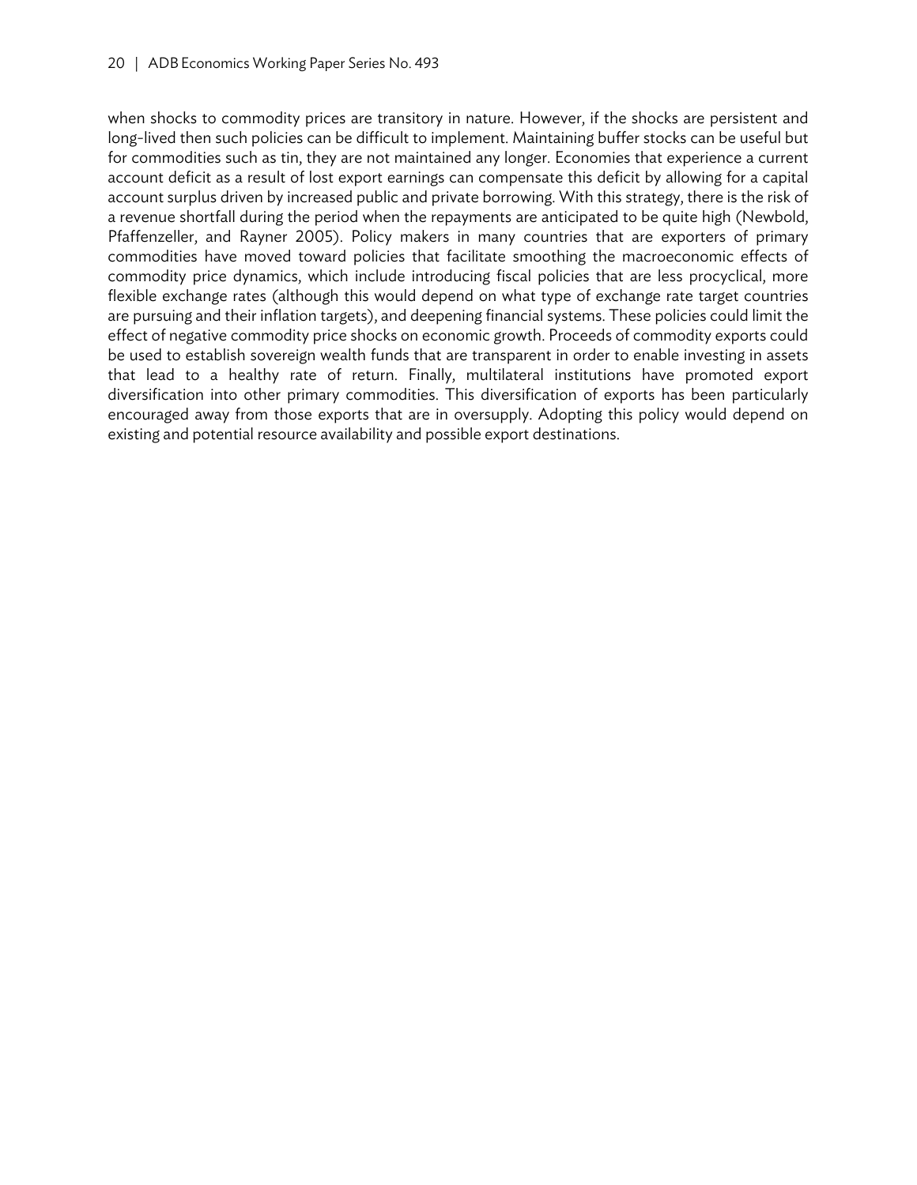when shocks to commodity prices are transitory in nature. However, if the shocks are persistent and long-lived then such policies can be difficult to implement. Maintaining buffer stocks can be useful but for commodities such as tin, they are not maintained any longer. Economies that experience a current account deficit as a result of lost export earnings can compensate this deficit by allowing for a capital account surplus driven by increased public and private borrowing. With this strategy, there is the risk of a revenue shortfall during the period when the repayments are anticipated to be quite high (Newbold, Pfaffenzeller, and Rayner 2005). Policy makers in many countries that are exporters of primary commodities have moved toward policies that facilitate smoothing the macroeconomic effects of commodity price dynamics, which include introducing fiscal policies that are less procyclical, more flexible exchange rates (although this would depend on what type of exchange rate target countries are pursuing and their inflation targets), and deepening financial systems. These policies could limit the effect of negative commodity price shocks on economic growth. Proceeds of commodity exports could be used to establish sovereign wealth funds that are transparent in order to enable investing in assets that lead to a healthy rate of return. Finally, multilateral institutions have promoted export diversification into other primary commodities. This diversification of exports has been particularly encouraged away from those exports that are in oversupply. Adopting this policy would depend on existing and potential resource availability and possible export destinations.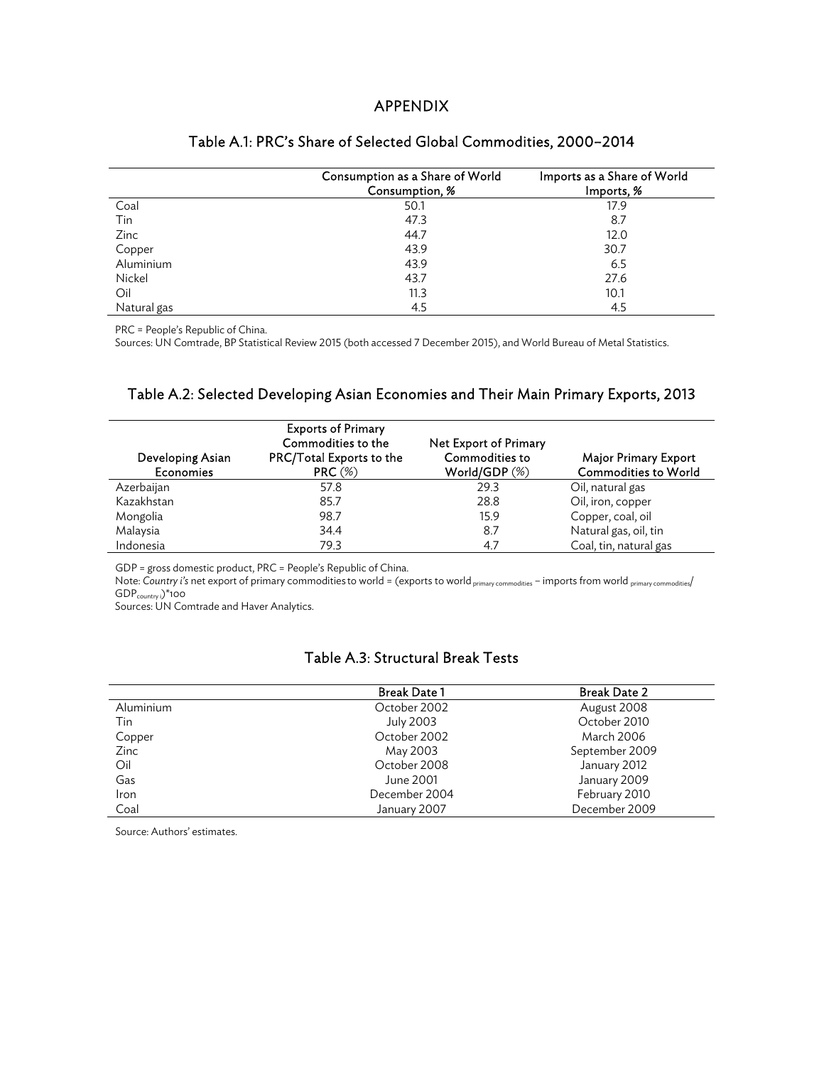# APPENDIX

## Table A.1: PRC's Share of Selected Global Commodities, 2000–2014

| | Consumption as a Share of World Consumption, % | Imports as a Share of World Imports, % |
|---|---|---|
| Coal | 50.1 | 17.9 |
| Tin | 47.3 | 8.7 |
| Zinc | 44.7 | 12.0 |
| Copper | 43.9 | 30.7 |
| Aluminium | 43.9 | 6.5 |
| Nickel | 43.7 | 27.6 |
| Oil | 11.3 | 10.1 |
| Natural gas | 4.5 | 4.5 |

PRC = People's Republic of China.
Sources: UN Comtrade, BP Statistical Review 2015 (both accessed 7 December 2015), and World Bureau of Metal Statistics.

## Table A.2: Selected Developing Asian Economies and Their Main Primary Exports, 2013

| Developing Asian Economies | Exports of Primary Commodities to the PRC/Total Exports to the PRC (%) | Net Export of Primary Commodities to World/GDP (%) | Major Primary Export Commodities to World |
|---|---|---|---|
| Azerbaijan | 57.8 | 29.3 | Oil, natural gas |
| Kazakhstan | 85.7 | 28.8 | Oil, iron, copper |
| Mongolia | 98.7 | 15.9 | Copper, coal, oil |
| Malaysia | 34.4 | 8.7 | Natural gas, oil, tin |
| Indonesia | 79.3 | 4.7 | Coal, tin, natural gas |

GDP = gross domestic product, PRC = People's Republic of China.
Note: *Country i's* net export of primary commodities to world = (exports to world $_{\text{primary commodities}}$ – imports from world $_{\text{primary commodities}}$/ GDP$_{\text{country } i}$)*100
Sources: UN Comtrade and Haver Analytics.

## Table A.3: Structural Break Tests

| | Break Date 1 | Break Date 2 |
|---|---|---|
| Aluminium | October 2002 | August 2008 |
| Tin | July 2003 | October 2010 |
| Copper | October 2002 | March 2006 |
| Zinc | May 2003 | September 2009 |
| Oil | October 2008 | January 2012 |
| Gas | June 2001 | January 2009 |
| Iron | December 2004 | February 2010 |
| Coal | January 2007 | December 2009 |

Source: Authors' estimates.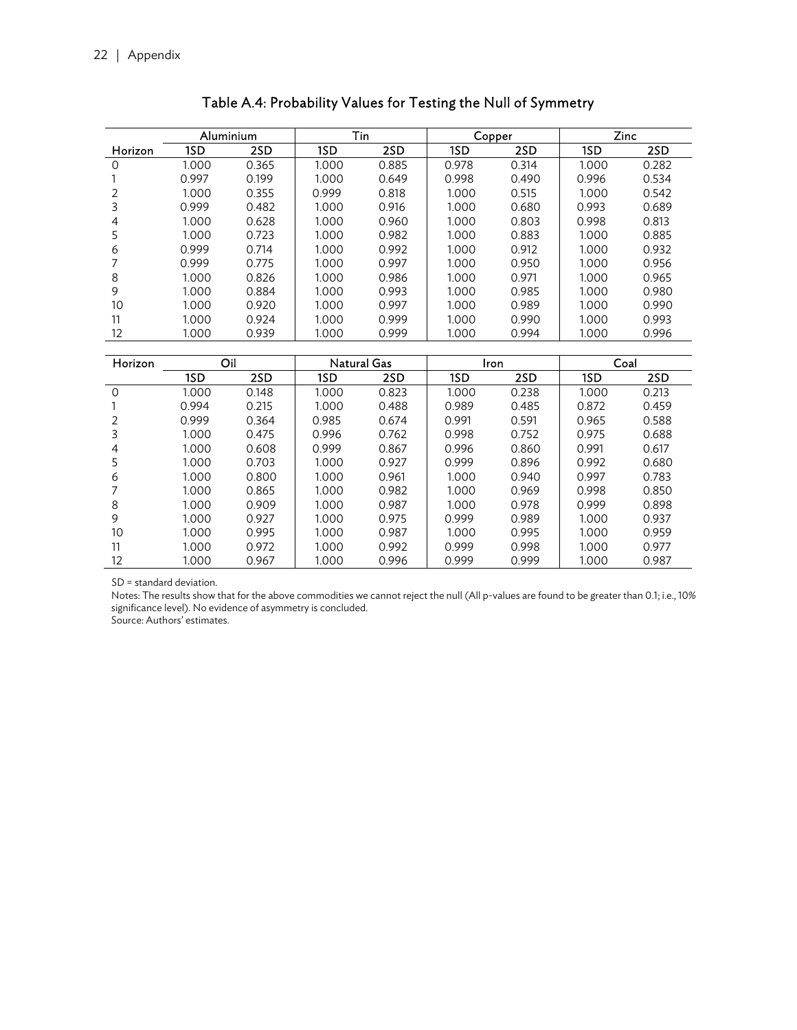## Table A.4: Probability Values for Testing the Null of Symmetry

| | Aluminium | | Tin | | Copper | | Zinc | |
|---|---|---|---|---|---|---|---|---|
| Horizon | 1SD | 2SD | 1SD | 2SD | 1SD | 2SD | 1SD | 2SD |
| 0 | 1.000 | 0.365 | 1.000 | 0.885 | 0.978 | 0.314 | 1.000 | 0.282 |
| 1 | 0.997 | 0.199 | 1.000 | 0.649 | 0.998 | 0.490 | 0.996 | 0.534 |
| 2 | 1.000 | 0.355 | 0.999 | 0.818 | 1.000 | 0.515 | 1.000 | 0.542 |
| 3 | 0.999 | 0.482 | 1.000 | 0.916 | 1.000 | 0.680 | 0.993 | 0.689 |
| 4 | 1.000 | 0.628 | 1.000 | 0.960 | 1.000 | 0.803 | 0.998 | 0.813 |
| 5 | 1.000 | 0.723 | 1.000 | 0.982 | 1.000 | 0.883 | 1.000 | 0.885 |
| 6 | 0.999 | 0.714 | 1.000 | 0.992 | 1.000 | 0.912 | 1.000 | 0.932 |
| 7 | 0.999 | 0.775 | 1.000 | 0.997 | 1.000 | 0.950 | 1.000 | 0.956 |
| 8 | 1.000 | 0.826 | 1.000 | 0.986 | 1.000 | 0.971 | 1.000 | 0.965 |
| 9 | 1.000 | 0.884 | 1.000 | 0.993 | 1.000 | 0.985 | 1.000 | 0.980 |
| 10 | 1.000 | 0.920 | 1.000 | 0.997 | 1.000 | 0.989 | 1.000 | 0.990 |
| 11 | 1.000 | 0.924 | 1.000 | 0.999 | 1.000 | 0.990 | 1.000 | 0.993 |
| 12 | 1.000 | 0.939 | 1.000 | 0.999 | 1.000 | 0.994 | 1.000 | 0.996 |

| Horizon | Oil | | Natural Gas | | Iron | | Coal | |
|---|---|---|---|---|---|---|---|---|
| | 1SD | 2SD | 1SD | 2SD | 1SD | 2SD | 1SD | 2SD |
| 0 | 1.000 | 0.148 | 1.000 | 0.823 | 1.000 | 0.238 | 1.000 | 0.213 |
| 1 | 0.994 | 0.215 | 1.000 | 0.488 | 0.989 | 0.485 | 0.872 | 0.459 |
| 2 | 0.999 | 0.364 | 0.985 | 0.674 | 0.991 | 0.591 | 0.965 | 0.588 |
| 3 | 1.000 | 0.475 | 0.996 | 0.762 | 0.998 | 0.752 | 0.975 | 0.688 |
| 4 | 1.000 | 0.608 | 0.999 | 0.867 | 0.996 | 0.860 | 0.991 | 0.617 |
| 5 | 1.000 | 0.703 | 1.000 | 0.927 | 0.999 | 0.896 | 0.992 | 0.680 |
| 6 | 1.000 | 0.800 | 1.000 | 0.961 | 1.000 | 0.940 | 0.997 | 0.783 |
| 7 | 1.000 | 0.865 | 1.000 | 0.982 | 1.000 | 0.969 | 0.998 | 0.850 |
| 8 | 1.000 | 0.909 | 1.000 | 0.987 | 1.000 | 0.978 | 0.999 | 0.898 |
| 9 | 1.000 | 0.927 | 1.000 | 0.975 | 0.999 | 0.989 | 1.000 | 0.937 |
| 10 | 1.000 | 0.995 | 1.000 | 0.987 | 1.000 | 0.995 | 1.000 | 0.959 |
| 11 | 1.000 | 0.972 | 1.000 | 0.992 | 0.999 | 0.998 | 1.000 | 0.977 |
| 12 | 1.000 | 0.967 | 1.000 | 0.996 | 0.999 | 0.999 | 1.000 | 0.987 |

SD = standard deviation.

Notes: The results show that for the above commodities we cannot reject the null (All p-values are found to be greater than 0.1; i.e., 10% significance level). No evidence of asymmetry is concluded.

Source: Authors' estimates.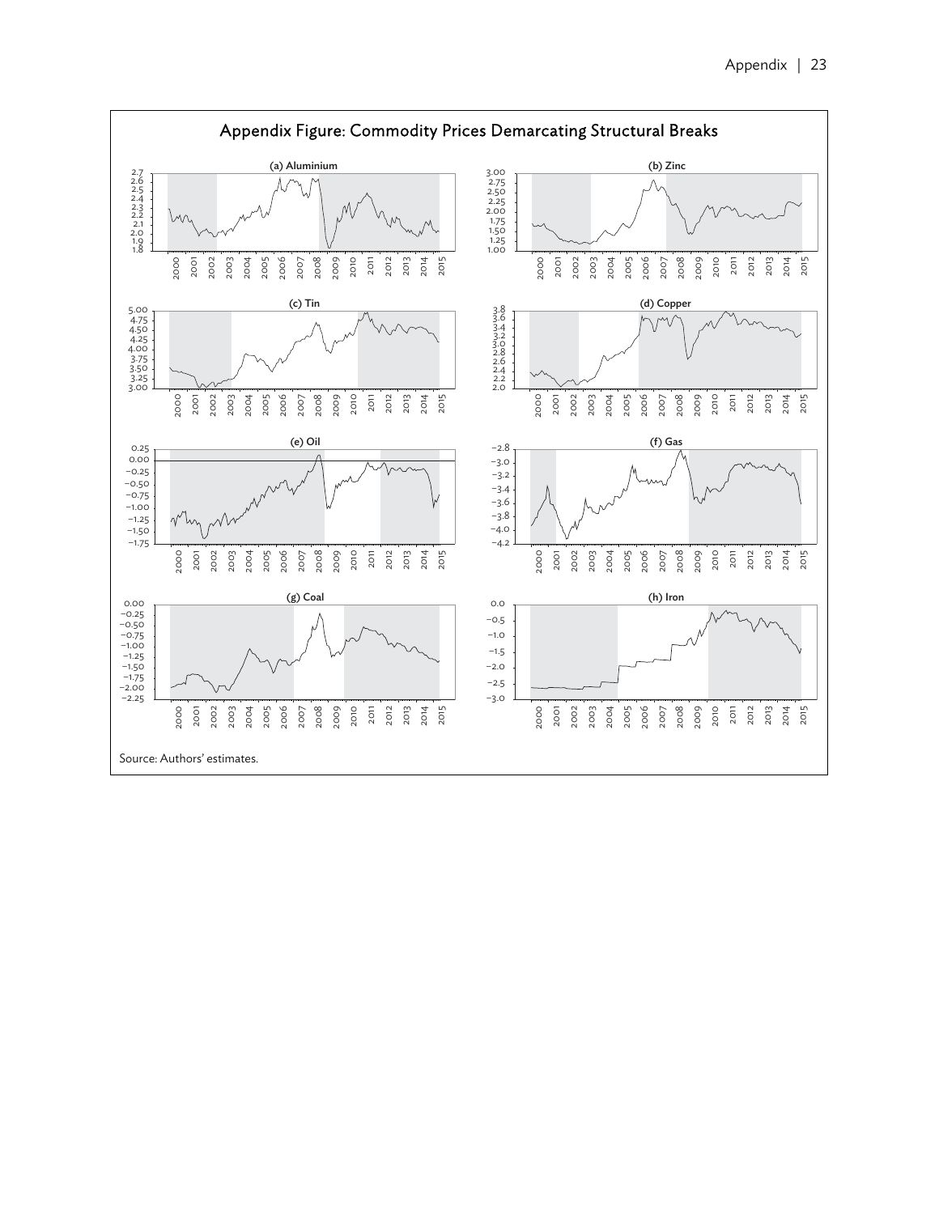## Appendix Figure: Commodity Prices Demarcating Structural Breaks

(a) Aluminium

(b) Zinc

(c) Tin

(d) Copper

(e) Oil

(f) Gas

(g) Coal

(h) Iron

Source: Authors' estimates.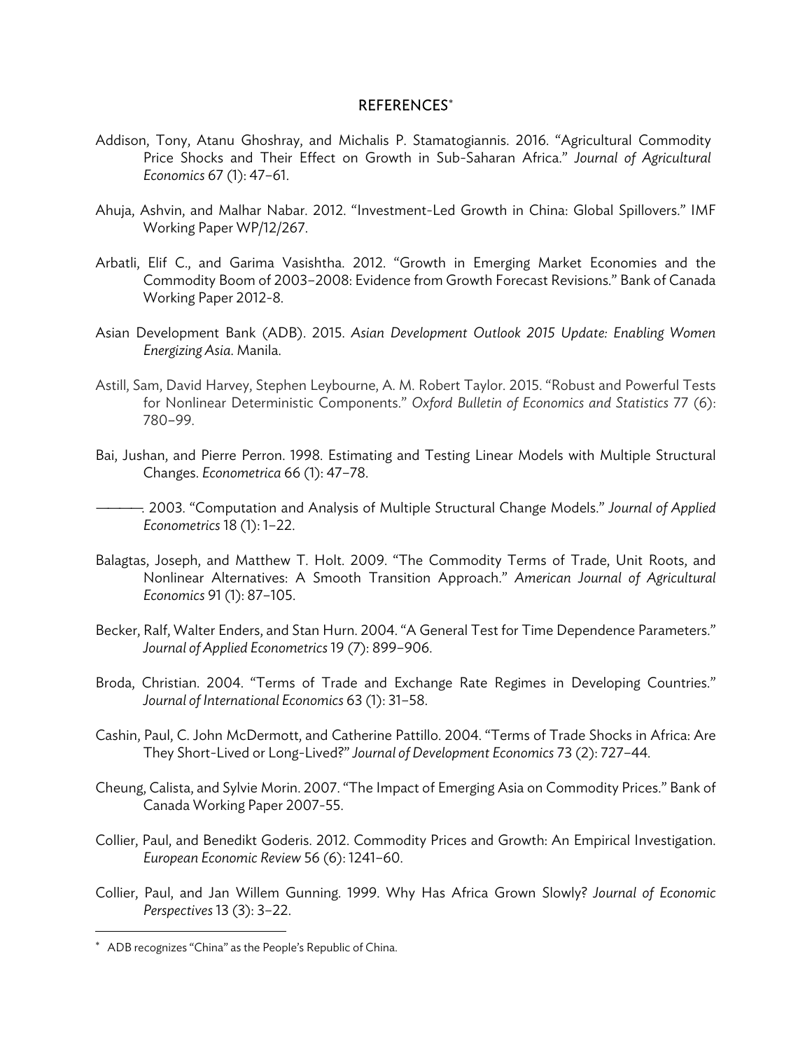## REFERENCES*

Addison, Tony, Atanu Ghoshray, and Michalis P. Stamatogiannis. 2016. "Agricultural Commodity Price Shocks and Their Effect on Growth in Sub-Saharan Africa." *Journal of Agricultural Economics* 67 (1): 47–61.

Ahuja, Ashvin, and Malhar Nabar. 2012. "Investment-Led Growth in China: Global Spillovers." IMF Working Paper WP/12/267.

Arbatli, Elif C., and Garima Vasishtha. 2012. "Growth in Emerging Market Economies and the Commodity Boom of 2003–2008: Evidence from Growth Forecast Revisions." Bank of Canada Working Paper 2012-8.

Asian Development Bank (ADB). 2015. *Asian Development Outlook 2015 Update: Enabling Women Energizing Asia*. Manila.

Astill, Sam, David Harvey, Stephen Leybourne, A. M. Robert Taylor. 2015. "Robust and Powerful Tests for Nonlinear Deterministic Components." *Oxford Bulletin of Economics and Statistics* 77 (6): 780–99.

Bai, Jushan, and Pierre Perron. 1998. Estimating and Testing Linear Models with Multiple Structural Changes. *Econometrica* 66 (1): 47–78.

———. 2003. "Computation and Analysis of Multiple Structural Change Models." *Journal of Applied Econometrics* 18 (1): 1–22.

Balagtas, Joseph, and Matthew T. Holt. 2009. "The Commodity Terms of Trade, Unit Roots, and Nonlinear Alternatives: A Smooth Transition Approach." *American Journal of Agricultural Economics* 91 (1): 87–105.

Becker, Ralf, Walter Enders, and Stan Hurn. 2004. "A General Test for Time Dependence Parameters." *Journal of Applied Econometrics* 19 (7): 899–906.

Broda, Christian. 2004. "Terms of Trade and Exchange Rate Regimes in Developing Countries." *Journal of International Economics* 63 (1): 31–58.

Cashin, Paul, C. John McDermott, and Catherine Pattillo. 2004. "Terms of Trade Shocks in Africa: Are They Short-Lived or Long-Lived?" *Journal of Development Economics* 73 (2): 727–44.

Cheung, Calista, and Sylvie Morin. 2007. "The Impact of Emerging Asia on Commodity Prices." Bank of Canada Working Paper 2007-55.

Collier, Paul, and Benedikt Goderis. 2012. Commodity Prices and Growth: An Empirical Investigation. *European Economic Review* 56 (6): 1241–60.

Collier, Paul, and Jan Willem Gunning. 1999. Why Has Africa Grown Slowly? *Journal of Economic Perspectives* 13 (3): 3–22.

---

* ADB recognizes "China" as the People's Republic of China.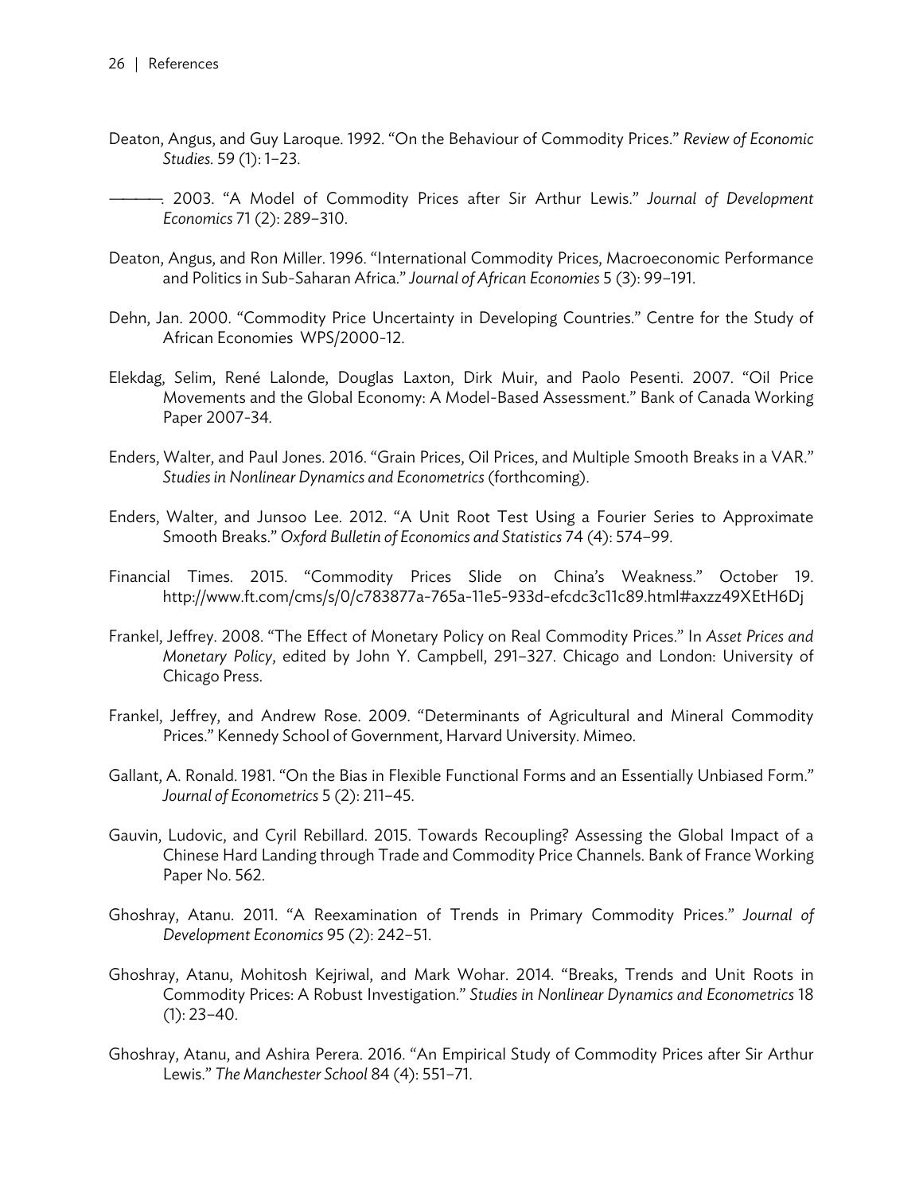Deaton, Angus, and Guy Laroque. 1992. "On the Behaviour of Commodity Prices." *Review of Economic Studies.* 59 (1): 1–23.

———. 2003. "A Model of Commodity Prices after Sir Arthur Lewis." *Journal of Development Economics* 71 (2): 289–310.

Deaton, Angus, and Ron Miller. 1996. "International Commodity Prices, Macroeconomic Performance and Politics in Sub-Saharan Africa." *Journal of African Economies* 5 (3): 99–191.

Dehn, Jan. 2000. "Commodity Price Uncertainty in Developing Countries." Centre for the Study of African Economies WPS/2000-12.

Elekdag, Selim, René Lalonde, Douglas Laxton, Dirk Muir, and Paolo Pesenti. 2007. "Oil Price Movements and the Global Economy: A Model-Based Assessment." Bank of Canada Working Paper 2007-34.

Enders, Walter, and Paul Jones. 2016. "Grain Prices, Oil Prices, and Multiple Smooth Breaks in a VAR." *Studies in Nonlinear Dynamics and Econometrics* (forthcoming).

Enders, Walter, and Junsoo Lee. 2012. "A Unit Root Test Using a Fourier Series to Approximate Smooth Breaks." *Oxford Bulletin of Economics and Statistics* 74 (4): 574–99.

Financial Times. 2015. "Commodity Prices Slide on China's Weakness." October 19. http://www.ft.com/cms/s/0/c783877a-765a-11e5-933d-efcdc3c11c89.html#axzz49XEtH6Dj

Frankel, Jeffrey. 2008. "The Effect of Monetary Policy on Real Commodity Prices." In *Asset Prices and Monetary Policy*, edited by John Y. Campbell, 291–327. Chicago and London: University of Chicago Press.

Frankel, Jeffrey, and Andrew Rose. 2009. "Determinants of Agricultural and Mineral Commodity Prices." Kennedy School of Government, Harvard University. Mimeo.

Gallant, A. Ronald. 1981. "On the Bias in Flexible Functional Forms and an Essentially Unbiased Form." *Journal of Econometrics* 5 (2): 211–45.

Gauvin, Ludovic, and Cyril Rebillard. 2015. Towards Recoupling? Assessing the Global Impact of a Chinese Hard Landing through Trade and Commodity Price Channels. Bank of France Working Paper No. 562.

Ghoshray, Atanu. 2011. "A Reexamination of Trends in Primary Commodity Prices." *Journal of Development Economics* 95 (2): 242–51.

Ghoshray, Atanu, Mohitosh Kejriwal, and Mark Wohar. 2014. "Breaks, Trends and Unit Roots in Commodity Prices: A Robust Investigation." *Studies in Nonlinear Dynamics and Econometrics* 18 (1): 23–40.

Ghoshray, Atanu, and Ashira Perera. 2016. "An Empirical Study of Commodity Prices after Sir Arthur Lewis." *The Manchester School* 84 (4): 551–71.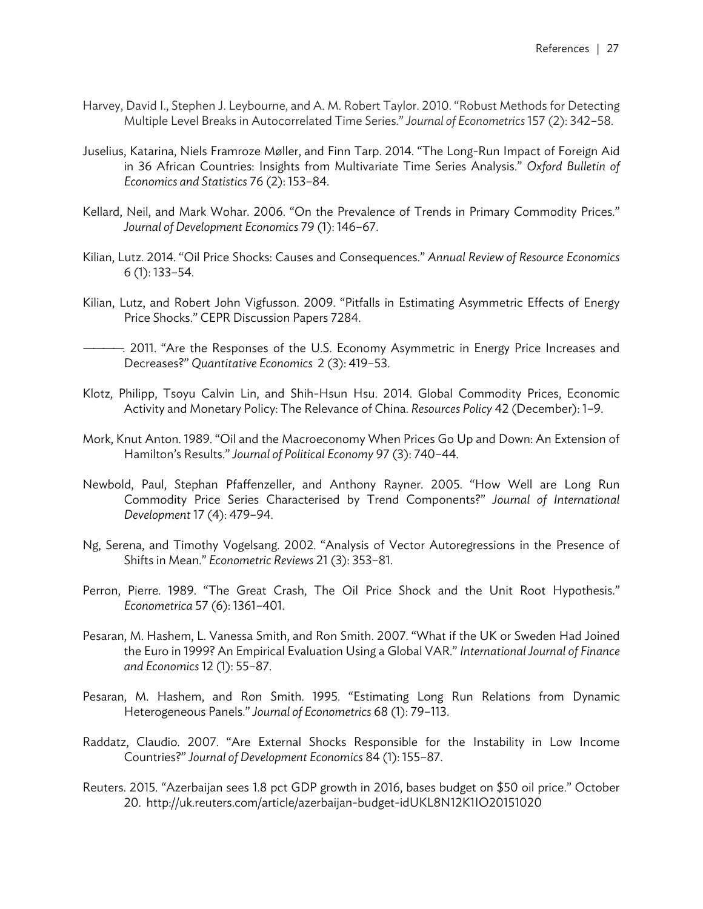Harvey, David I., Stephen J. Leybourne, and A. M. Robert Taylor. 2010. "Robust Methods for Detecting Multiple Level Breaks in Autocorrelated Time Series." *Journal of Econometrics* 157 (2): 342–58.

Juselius, Katarina, Niels Framroze Møller, and Finn Tarp. 2014. "The Long-Run Impact of Foreign Aid in 36 African Countries: Insights from Multivariate Time Series Analysis." *Oxford Bulletin of Economics and Statistics* 76 (2): 153–84.

Kellard, Neil, and Mark Wohar. 2006. "On the Prevalence of Trends in Primary Commodity Prices." *Journal of Development Economics* 79 (1): 146–67.

Kilian, Lutz. 2014. "Oil Price Shocks: Causes and Consequences." *Annual Review of Resource Economics* 6 (1): 133–54.

Kilian, Lutz, and Robert John Vigfusson. 2009. "Pitfalls in Estimating Asymmetric Effects of Energy Price Shocks." CEPR Discussion Papers 7284.

———. 2011. "Are the Responses of the U.S. Economy Asymmetric in Energy Price Increases and Decreases?" *Quantitative Economics* 2 (3): 419–53.

Klotz, Philipp, Tsoyu Calvin Lin, and Shih-Hsun Hsu. 2014. Global Commodity Prices, Economic Activity and Monetary Policy: The Relevance of China. *Resources Policy* 42 (December): 1–9.

Mork, Knut Anton. 1989. "Oil and the Macroeconomy When Prices Go Up and Down: An Extension of Hamilton's Results." *Journal of Political Economy* 97 (3): 740–44.

Newbold, Paul, Stephan Pfaffenzeller, and Anthony Rayner. 2005. "How Well are Long Run Commodity Price Series Characterised by Trend Components?" *Journal of International Development* 17 (4): 479–94.

Ng, Serena, and Timothy Vogelsang. 2002. "Analysis of Vector Autoregressions in the Presence of Shifts in Mean." *Econometric Reviews* 21 (3): 353–81.

Perron, Pierre. 1989. "The Great Crash, The Oil Price Shock and the Unit Root Hypothesis." *Econometrica* 57 (6): 1361–401.

Pesaran, M. Hashem, L. Vanessa Smith, and Ron Smith. 2007. "What if the UK or Sweden Had Joined the Euro in 1999? An Empirical Evaluation Using a Global VAR." *International Journal of Finance and Economics* 12 (1): 55–87.

Pesaran, M. Hashem, and Ron Smith. 1995. "Estimating Long Run Relations from Dynamic Heterogeneous Panels." *Journal of Econometrics* 68 (1): 79–113.

Raddatz, Claudio. 2007. "Are External Shocks Responsible for the Instability in Low Income Countries?" *Journal of Development Economics* 84 (1): 155–87.

Reuters. 2015. "Azerbaijan sees 1.8 pct GDP growth in 2016, bases budget on $50 oil price." October 20. http://uk.reuters.com/article/azerbaijan-budget-idUKL8N12K1IO20151020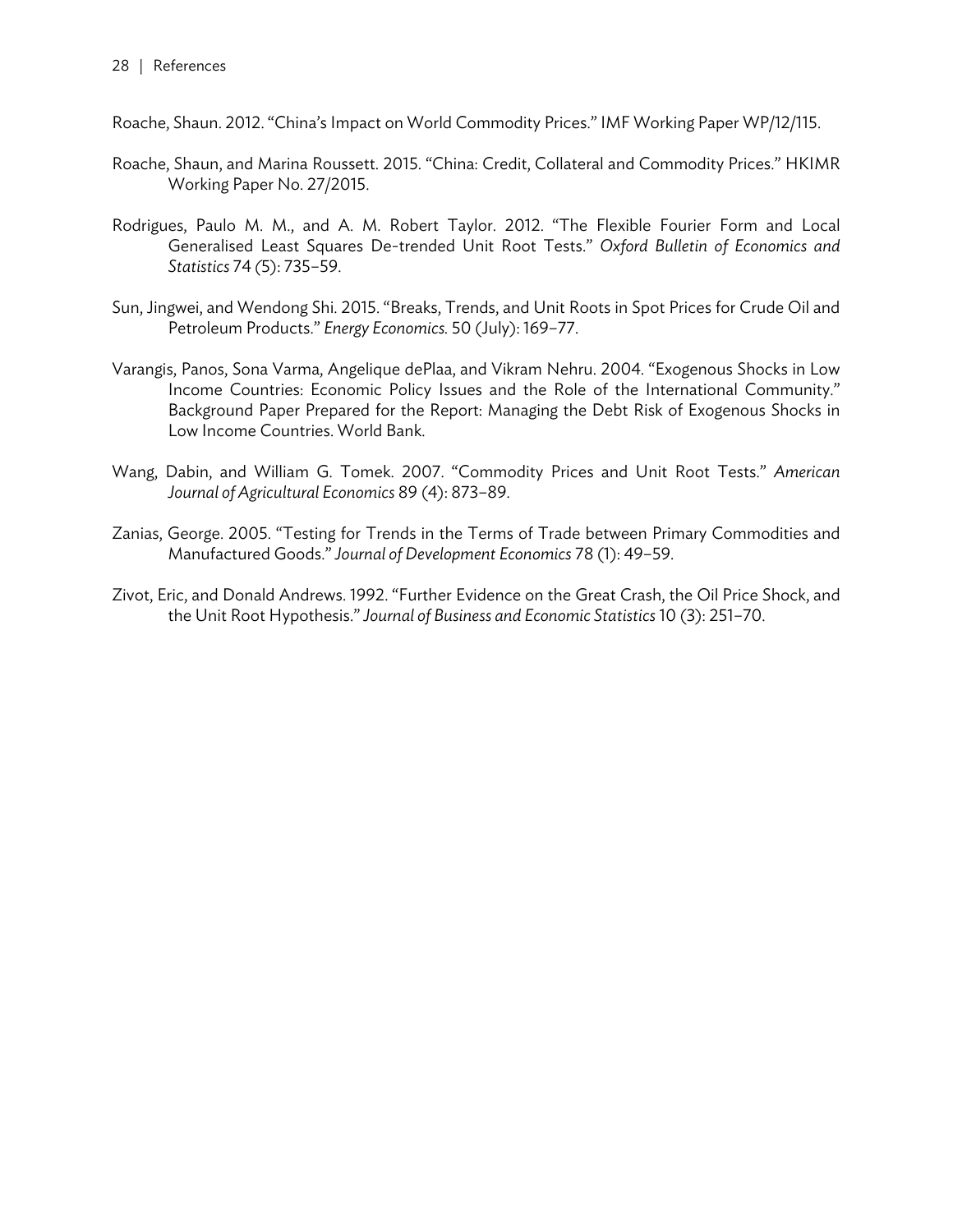Roache, Shaun. 2012. "China's Impact on World Commodity Prices." IMF Working Paper WP/12/115.

Roache, Shaun, and Marina Roussett. 2015. "China: Credit, Collateral and Commodity Prices." HKIMR Working Paper No. 27/2015.

Rodrigues, Paulo M. M., and A. M. Robert Taylor. 2012. "The Flexible Fourier Form and Local Generalised Least Squares De-trended Unit Root Tests." *Oxford Bulletin of Economics and Statistics* 74 (5): 735–59.

Sun, Jingwei, and Wendong Shi. 2015. "Breaks, Trends, and Unit Roots in Spot Prices for Crude Oil and Petroleum Products." *Energy Economics.* 50 (July): 169–77.

Varangis, Panos, Sona Varma, Angelique dePlaa, and Vikram Nehru. 2004. "Exogenous Shocks in Low Income Countries: Economic Policy Issues and the Role of the International Community." Background Paper Prepared for the Report: Managing the Debt Risk of Exogenous Shocks in Low Income Countries. World Bank.

Wang, Dabin, and William G. Tomek. 2007. "Commodity Prices and Unit Root Tests." *American Journal of Agricultural Economics* 89 (4): 873–89.

Zanias, George. 2005. "Testing for Trends in the Terms of Trade between Primary Commodities and Manufactured Goods." *Journal of Development Economics* 78 (1): 49–59.

Zivot, Eric, and Donald Andrews. 1992. "Further Evidence on the Great Crash, the Oil Price Shock, and the Unit Root Hypothesis." *Journal of Business and Economic Statistics* 10 (3): 251–70.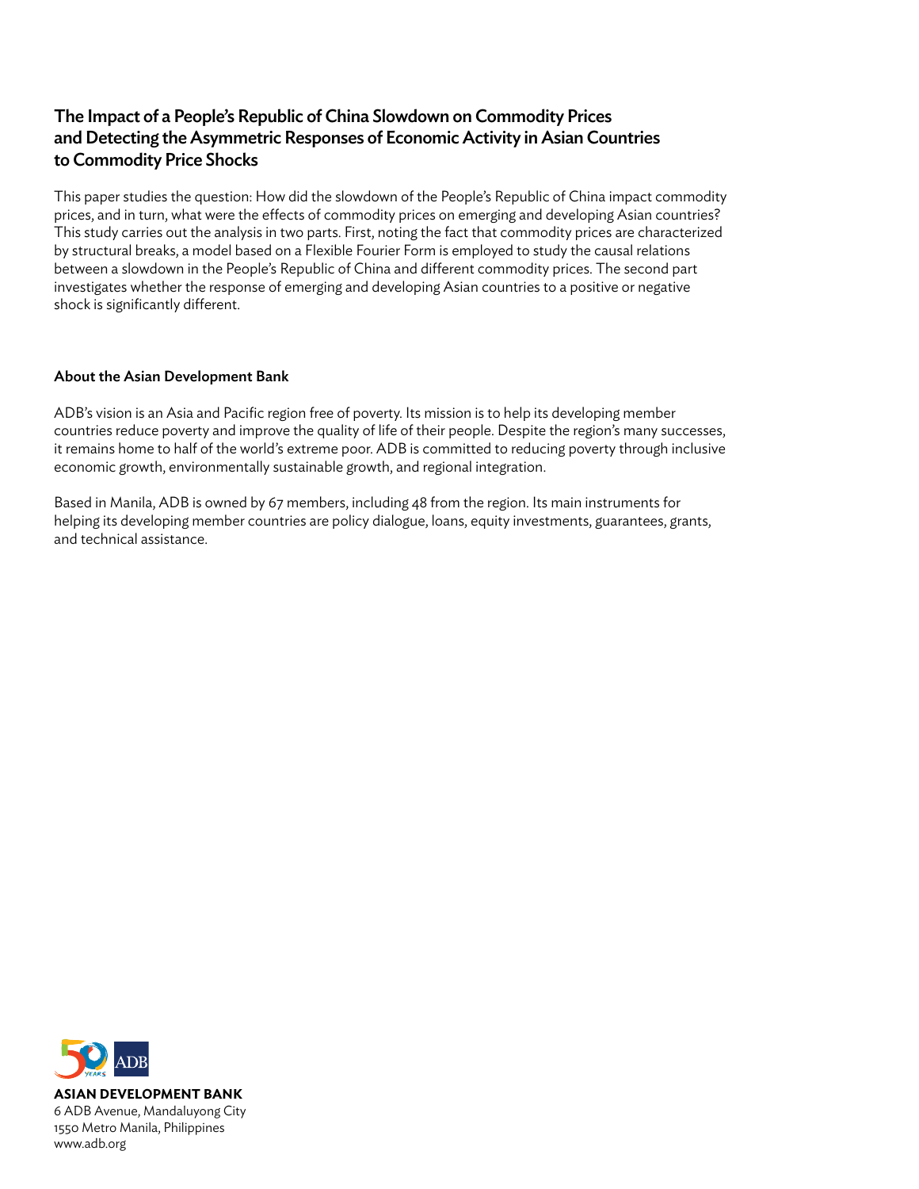## The Impact of a People's Republic of China Slowdown on Commodity Prices and Detecting the Asymmetric Responses of Economic Activity in Asian Countries to Commodity Price Shocks

This paper studies the question: How did the slowdown of the People's Republic of China impact commodity prices, and in turn, what were the effects of commodity prices on emerging and developing Asian countries? This study carries out the analysis in two parts. First, noting the fact that commodity prices are characterized by structural breaks, a model based on a Flexible Fourier Form is employed to study the causal relations between a slowdown in the People's Republic of China and different commodity prices. The second part investigates whether the response of emerging and developing Asian countries to a positive or negative shock is significantly different.

### About the Asian Development Bank

ADB's vision is an Asia and Pacific region free of poverty. Its mission is to help its developing member countries reduce poverty and improve the quality of life of their people. Despite the region's many successes, it remains home to half of the world's extreme poor. ADB is committed to reducing poverty through inclusive economic growth, environmentally sustainable growth, and regional integration.

Based in Manila, ADB is owned by 67 members, including 48 from the region. Its main instruments for helping its developing member countries are policy dialogue, loans, equity investments, guarantees, grants, and technical assistance.

**ASIAN DEVELOPMENT BANK**
6 ADB Avenue, Mandaluyong City
1550 Metro Manila, Philippines
www.adb.org